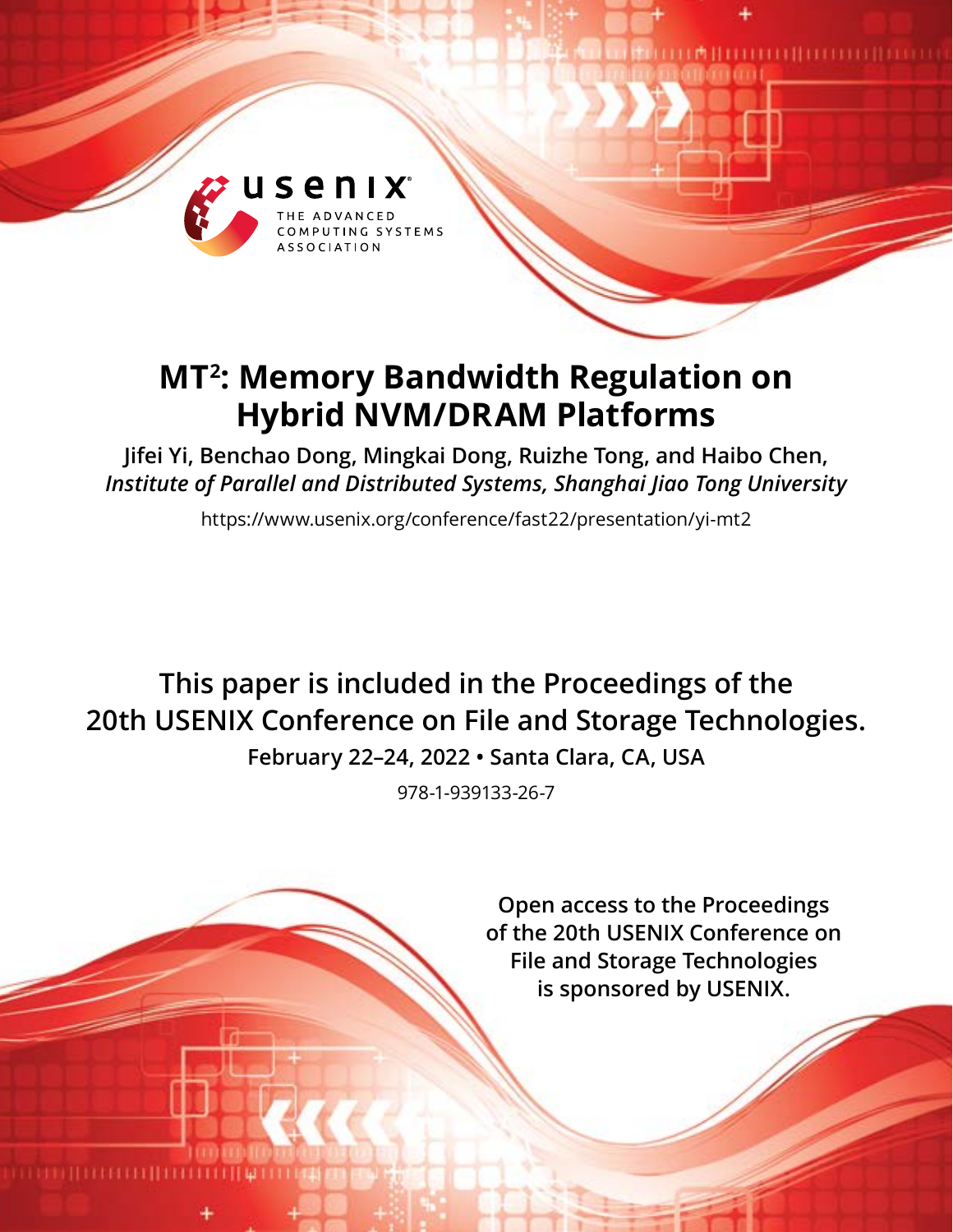usenix

THE ADVANCED COMPUTING SYSTEMS ASSOCIATION

# MT$^2$: Memory Bandwidth Regulation on Hybrid NVM/DRAM Platforms

**Jifei Yi, Benchao Dong, Mingkai Dong, Ruizhe Tong, and Haibo Chen,** *Institute of Parallel and Distributed Systems, Shanghai Jiao Tong University*

https://www.usenix.org/conference/fast22/presentation/yi-mt2

**This paper is included in the Proceedings of the 20th USENIX Conference on File and Storage Technologies.**

**February 22–24, 2022 • Santa Clara, CA, USA**

978-1-939133-26-7

**Open access to the Proceedings of the 20th USENIX Conference on File and Storage Technologies is sponsored by USENIX.**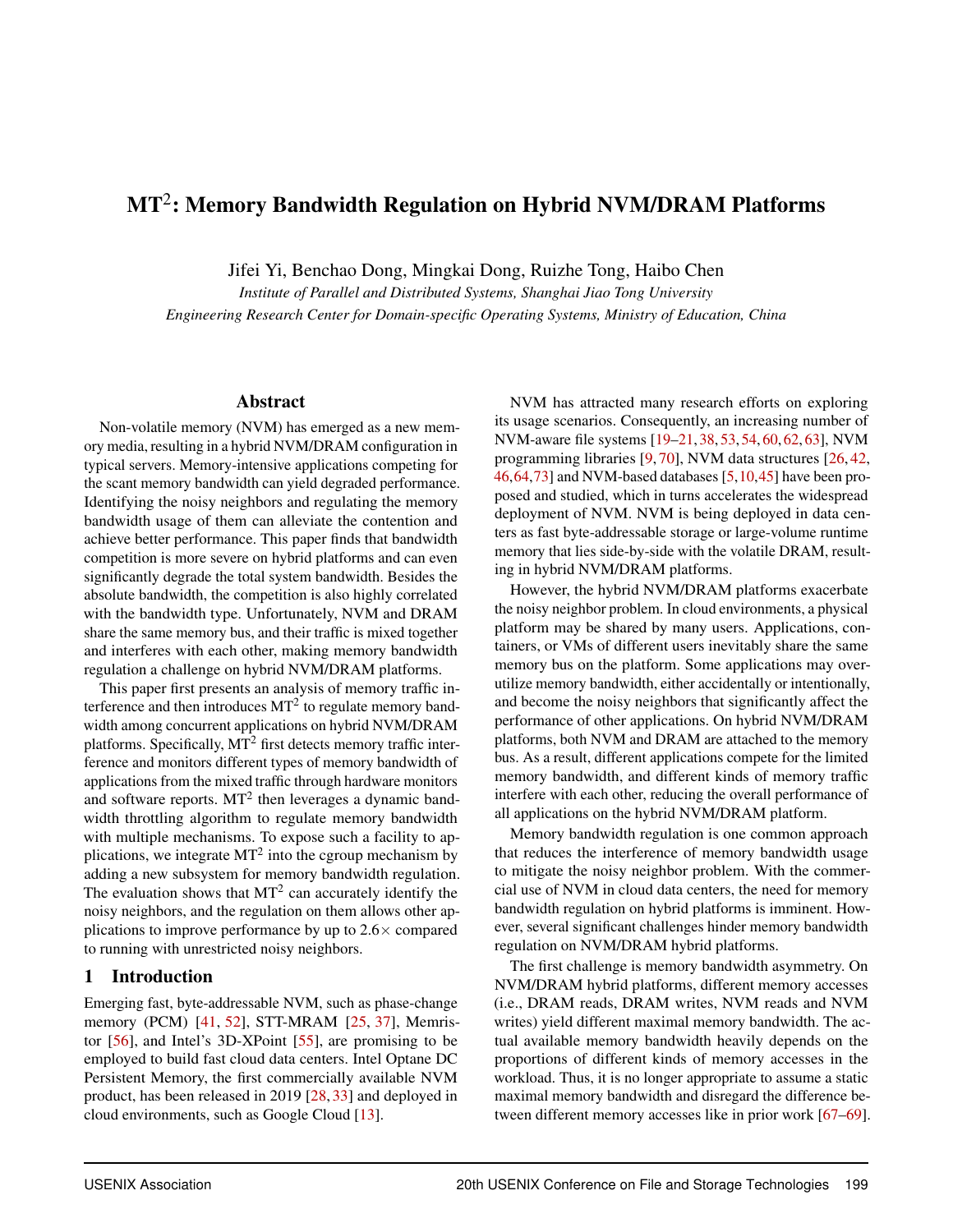# MT$^2$: Memory Bandwidth Regulation on Hybrid NVM/DRAM Platforms

Jifei Yi, Benchao Dong, Mingkai Dong, Ruizhe Tong, Haibo Chen

*Institute of Parallel and Distributed Systems, Shanghai Jiao Tong University*

*Engineering Research Center for Domain-specific Operating Systems, Ministry of Education, China*

## Abstract

Non-volatile memory (NVM) has emerged as a new memory media, resulting in a hybrid NVM/DRAM configuration in typical servers. Memory-intensive applications competing for the scant memory bandwidth can yield degraded performance. Identifying the noisy neighbors and regulating the memory bandwidth usage of them can alleviate the contention and achieve better performance. This paper finds that bandwidth competition is more severe on hybrid platforms and can even significantly degrade the total system bandwidth. Besides the absolute bandwidth, the competition is also highly correlated with the bandwidth type. Unfortunately, NVM and DRAM share the same memory bus, and their traffic is mixed together and interferes with each other, making memory bandwidth regulation a challenge on hybrid NVM/DRAM platforms.

This paper first presents an analysis of memory traffic interference and then introduces MT$^2$ to regulate memory bandwidth among concurrent applications on hybrid NVM/DRAM platforms. Specifically, MT$^2$ first detects memory traffic interference and monitors different types of memory bandwidth of applications from the mixed traffic through hardware monitors and software reports. MT$^2$ then leverages a dynamic bandwidth throttling algorithm to regulate memory bandwidth with multiple mechanisms. To expose such a facility to applications, we integrate MT$^2$ into the cgroup mechanism by adding a new subsystem for memory bandwidth regulation. The evaluation shows that MT$^2$ can accurately identify the noisy neighbors, and the regulation on them allows other applications to improve performance by up to 2.6× compared to running with unrestricted noisy neighbors.

## 1 Introduction

Emerging fast, byte-addressable NVM, such as phase-change memory (PCM) [41, 52], STT-MRAM [25, 37], Memristor [56], and Intel's 3D-XPoint [55], are promising to be employed to build fast cloud data centers. Intel Optane DC Persistent Memory, the first commercially available NVM product, has been released in 2019 [28, 33] and deployed in cloud environments, such as Google Cloud [13].

NVM has attracted many research efforts on exploring its usage scenarios. Consequently, an increasing number of NVM-aware file systems [19–21, 38, 53, 54, 60, 62, 63], NVM programming libraries [9, 70], NVM data structures [26, 42, 46, 64, 73] and NVM-based databases [5, 10, 45] have been proposed and studied, which in turns accelerates the widespread deployment of NVM. NVM is being deployed in data centers as fast byte-addressable storage or large-volume runtime memory that lies side-by-side with the volatile DRAM, resulting in hybrid NVM/DRAM platforms.

However, the hybrid NVM/DRAM platforms exacerbate the noisy neighbor problem. In cloud environments, a physical platform may be shared by many users. Applications, containers, or VMs of different users inevitably share the same memory bus on the platform. Some applications may over-utilize memory bandwidth, either accidentally or intentionally, and become the noisy neighbors that significantly affect the performance of other applications. On hybrid NVM/DRAM platforms, both NVM and DRAM are attached to the memory bus. As a result, different applications compete for the limited memory bandwidth, and different kinds of memory traffic interfere with each other, reducing the overall performance of all applications on the hybrid NVM/DRAM platform.

Memory bandwidth regulation is one common approach that reduces the interference of memory bandwidth usage to mitigate the noisy neighbor problem. With the commercial use of NVM in cloud data centers, the need for memory bandwidth regulation on hybrid platforms is imminent. However, several significant challenges hinder memory bandwidth regulation on NVM/DRAM hybrid platforms.

The first challenge is memory bandwidth asymmetry. On NVM/DRAM hybrid platforms, different memory accesses (i.e., DRAM reads, DRAM writes, NVM reads and NVM writes) yield different maximal memory bandwidth. The actual available memory bandwidth heavily depends on the proportions of different kinds of memory accesses in the workload. Thus, it is no longer appropriate to assume a static maximal memory bandwidth and disregard the difference between different memory accesses like in prior work [67–69].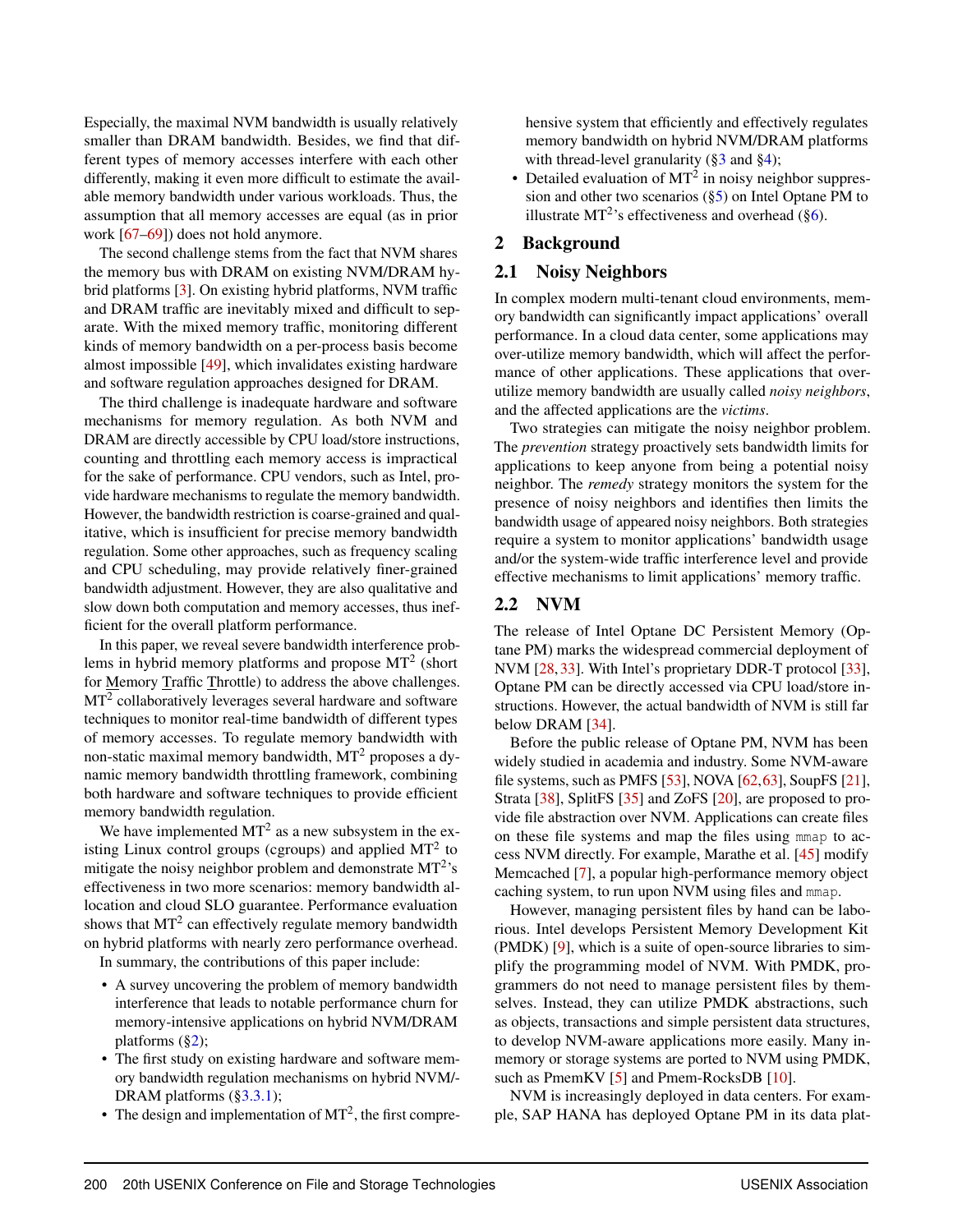Especially, the maximal NVM bandwidth is usually relatively smaller than DRAM bandwidth. Besides, we find that different types of memory accesses interfere with each other differently, making it even more difficult to estimate the available memory bandwidth under various workloads. Thus, the assumption that all memory accesses are equal (as in prior work [67–69]) does not hold anymore.

The second challenge stems from the fact that NVM shares the memory bus with DRAM on existing NVM/DRAM hybrid platforms [3]. On existing hybrid platforms, NVM traffic and DRAM traffic are inevitably mixed and difficult to separate. With the mixed memory traffic, monitoring different kinds of memory bandwidth on a per-process basis become almost impossible [49], which invalidates existing hardware and software regulation approaches designed for DRAM.

The third challenge is inadequate hardware and software mechanisms for memory regulation. As both NVM and DRAM are directly accessible by CPU load/store instructions, counting and throttling each memory access is impractical for the sake of performance. CPU vendors, such as Intel, provide hardware mechanisms to regulate the memory bandwidth. However, the bandwidth restriction is coarse-grained and qualitative, which is insufficient for precise memory bandwidth regulation. Some other approaches, such as frequency scaling and CPU scheduling, may provide relatively finer-grained bandwidth adjustment. However, they are also qualitative and slow down both computation and memory accesses, thus inefficient for the overall platform performance.

In this paper, we reveal severe bandwidth interference problems in hybrid memory platforms and propose MT$^2$ (short for Memory Traffic Throttle) to address the above challenges. MT$^2$ collaboratively leverages several hardware and software techniques to monitor real-time bandwidth of different types of memory accesses. To regulate memory bandwidth with non-static maximal memory bandwidth, MT$^2$ proposes a dynamic memory bandwidth throttling framework, combining both hardware and software techniques to provide efficient memory bandwidth regulation.

We have implemented MT$^2$ as a new subsystem in the existing Linux control groups (cgroups) and applied MT$^2$ to mitigate the noisy neighbor problem and demonstrate MT$^2$'s effectiveness in two more scenarios: memory bandwidth allocation and cloud SLO guarantee. Performance evaluation shows that MT$^2$ can effectively regulate memory bandwidth on hybrid platforms with nearly zero performance overhead.

In summary, the contributions of this paper include:

- A survey uncovering the problem of memory bandwidth interference that leads to notable performance churn for memory-intensive applications on hybrid NVM/DRAM platforms (§2);
- The first study on existing hardware and software memory bandwidth regulation mechanisms on hybrid NVM/DRAM platforms (§3.3.1);
- The design and implementation of MT$^2$, the first comprehensive system that efficiently and effectively regulates memory bandwidth on hybrid NVM/DRAM platforms with thread-level granularity (§3 and §4);
- Detailed evaluation of MT$^2$ in noisy neighbor suppression and other two scenarios (§5) on Intel Optane PM to illustrate MT$^2$'s effectiveness and overhead (§6).

## 2 Background

### 2.1 Noisy Neighbors

In complex modern multi-tenant cloud environments, memory bandwidth can significantly impact applications' overall performance. In a cloud data center, some applications may over-utilize memory bandwidth, which will affect the performance of other applications. These applications that over-utilize memory bandwidth are usually called *noisy neighbors*, and the affected applications are the *victims*.

Two strategies can mitigate the noisy neighbor problem. The *prevention* strategy proactively sets bandwidth limits for applications to keep anyone from being a potential noisy neighbor. The *remedy* strategy monitors the system for the presence of noisy neighbors and identifies then limits the bandwidth usage of appeared noisy neighbors. Both strategies require a system to monitor applications' bandwidth usage and/or the system-wide traffic interference level and provide effective mechanisms to limit applications' memory traffic.

### 2.2 NVM

The release of Intel Optane DC Persistent Memory (Optane PM) marks the widespread commercial deployment of NVM [28, 33]. With Intel's proprietary DDR-T protocol [33], Optane PM can be directly accessed via CPU load/store instructions. However, the actual bandwidth of NVM is still far below DRAM [34].

Before the public release of Optane PM, NVM has been widely studied in academia and industry. Some NVM-aware file systems, such as PMFS [53], NOVA [62, 63], SoupFS [21], Strata [38], SplitFS [35] and ZoFS [20], are proposed to provide file abstraction over NVM. Applications can create files on these file systems and map the files using `mmap` to access NVM directly. For example, Marathe et al. [45] modify Memcached [7], a popular high-performance memory object caching system, to run upon NVM using files and `mmap`.

However, managing persistent files by hand can be laborious. Intel develops Persistent Memory Development Kit (PMDK) [9], which is a suite of open-source libraries to simplify the programming model of NVM. With PMDK, programmers do not need to manage persistent files by themselves. Instead, they can utilize PMDK abstractions, such as objects, transactions and simple persistent data structures, to develop NVM-aware applications more easily. Many in-memory or storage systems are ported to NVM using PMDK, such as PmemKV [5] and Pmem-RocksDB [10].

NVM is increasingly deployed in data centers. For example, SAP HANA has deployed Optane PM in its data plat-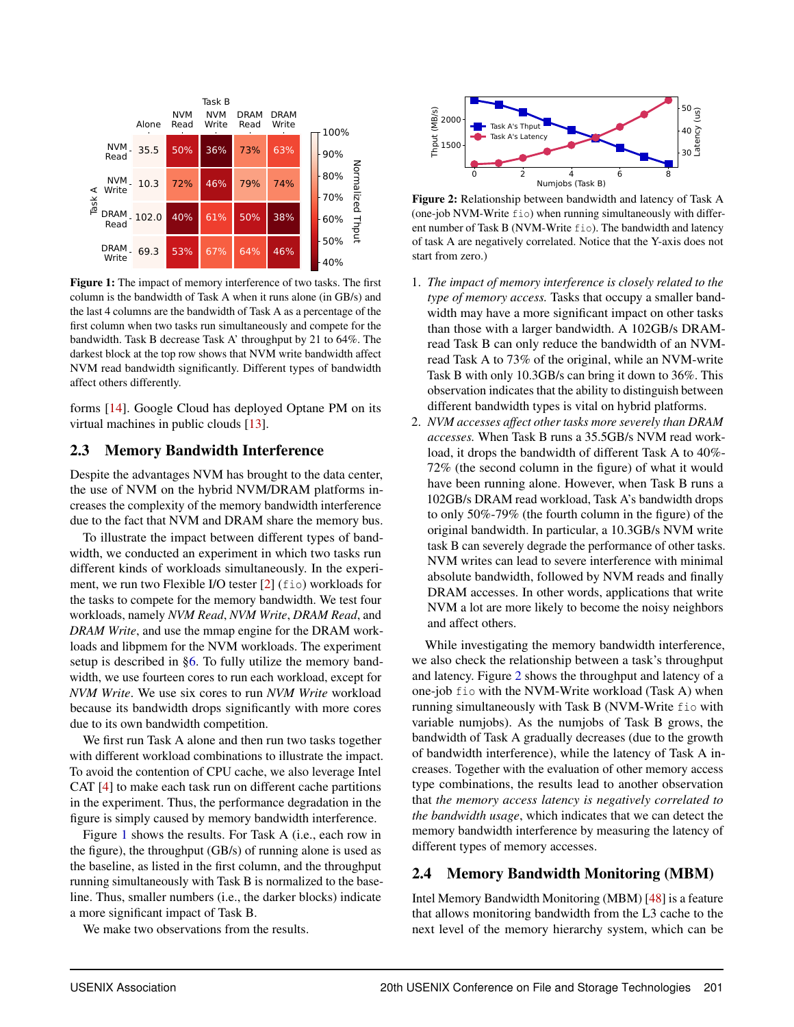| | | Task B | | | |
|---|---|---|---|---|---|
| Task A | Alone | NVM Read | NVM Write | DRAM Read | DRAM Write |
| NVM Read | 35.5 | 50% | 36% | 73% | 63% |
| NVM Write | 10.3 | 72% | 46% | 79% | 74% |
| DRAM Read | 102.0 | 40% | 61% | 50% | 38% |
| DRAM Write | 69.3 | 53% | 67% | 64% | 46% |

**Figure 1:** The impact of memory interference of two tasks. The first column is the bandwidth of Task A when it runs alone (in GB/s) and the last 4 columns are the bandwidth of Task A as a percentage of the first column when two tasks run simultaneously and compete for the bandwidth. Task B decrease Task A' throughput by 21 to 64%. The darkest block at the top row shows that NVM write bandwidth affect NVM read bandwidth significantly. Different types of bandwidth affect others differently.

forms [14]. Google Cloud has deployed Optane PM on its virtual machines in public clouds [13].

## 2.3 Memory Bandwidth Interference

Despite the advantages NVM has brought to the data center, the use of NVM on the hybrid NVM/DRAM platforms increases the complexity of the memory bandwidth interference due to the fact that NVM and DRAM share the memory bus.

To illustrate the impact between different types of bandwidth, we conducted an experiment in which two tasks run different kinds of workloads simultaneously. In the experiment, we run two Flexible I/O tester [2] (`fio`) workloads for the tasks to compete for the memory bandwidth. We test four workloads, namely *NVM Read*, *NVM Write*, *DRAM Read*, and *DRAM Write*, and use the mmap engine for the DRAM workloads and libpmem for the NVM workloads. The experiment setup is described in §6. To fully utilize the memory bandwidth, we use fourteen cores to run each workload, except for *NVM Write*. We use six cores to run *NVM Write* workload because its bandwidth drops significantly with more cores due to its own bandwidth competition.

We first run Task A alone and then run two tasks together with different workload combinations to illustrate the impact. To avoid the contention of CPU cache, we also leverage Intel CAT [4] to make each task run on different cache partitions in the experiment. Thus, the performance degradation in the figure is simply caused by memory bandwidth interference.

Figure 1 shows the results. For Task A (i.e., each row in the figure), the throughput (GB/s) of running alone is used as the baseline, as listed in the first column, and the throughput running simultaneously with Task B is normalized to the baseline. Thus, smaller numbers (i.e., the darker blocks) indicate a more significant impact of Task B.

We make two observations from the results.

**Figure 2:** Relationship between bandwidth and latency of Task A (one-job NVM-Write `fio`) when running simultaneously with different number of Task B (NVM-Write `fio`). The bandwidth and latency of task A are negatively correlated. Notice that the Y-axis does not start from zero.)

1. *The impact of memory interference is closely related to the type of memory access.* Tasks that occupy a smaller bandwidth may have a more significant impact on other tasks than those with a larger bandwidth. A 102GB/s DRAM-read Task B can only reduce the bandwidth of an NVM-read Task A to 73% of the original, while an NVM-write Task B with only 10.3GB/s can bring it down to 36%. This observation indicates that the ability to distinguish between different bandwidth types is vital on hybrid platforms.
2. *NVM accesses affect other tasks more severely than DRAM accesses.* When Task B runs a 35.5GB/s NVM read workload, it drops the bandwidth of different Task A to 40%-72% (the second column in the figure) of what it would have been running alone. However, when Task B runs a 102GB/s DRAM read workload, Task A's bandwidth drops to only 50%-79% (the fourth column in the figure) of the original bandwidth. In particular, a 10.3GB/s NVM write task B can severely degrade the performance of other tasks. NVM writes can lead to severe interference with minimal absolute bandwidth, followed by NVM reads and finally DRAM accesses. In other words, applications that write NVM a lot are more likely to become the noisy neighbors and affect others.

While investigating the memory bandwidth interference, we also check the relationship between a task's throughput and latency. Figure 2 shows the throughput and latency of a one-job `fio` with the NVM-Write workload (Task A) when running simultaneously with Task B (NVM-Write `fio` with variable numjobs). As the numjobs of Task B grows, the bandwidth of Task A gradually decreases (due to the growth of bandwidth interference), while the latency of Task A increases. Together with the evaluation of other memory access type combinations, the results lead to another observation that *the memory access latency is negatively correlated to the bandwidth usage*, which indicates that we can detect the memory bandwidth interference by measuring the latency of different types of memory accesses.

## 2.4 Memory Bandwidth Monitoring (MBM)

Intel Memory Bandwidth Monitoring (MBM) [48] is a feature that allows monitoring bandwidth from the L3 cache to the next level of the memory hierarchy system, which can be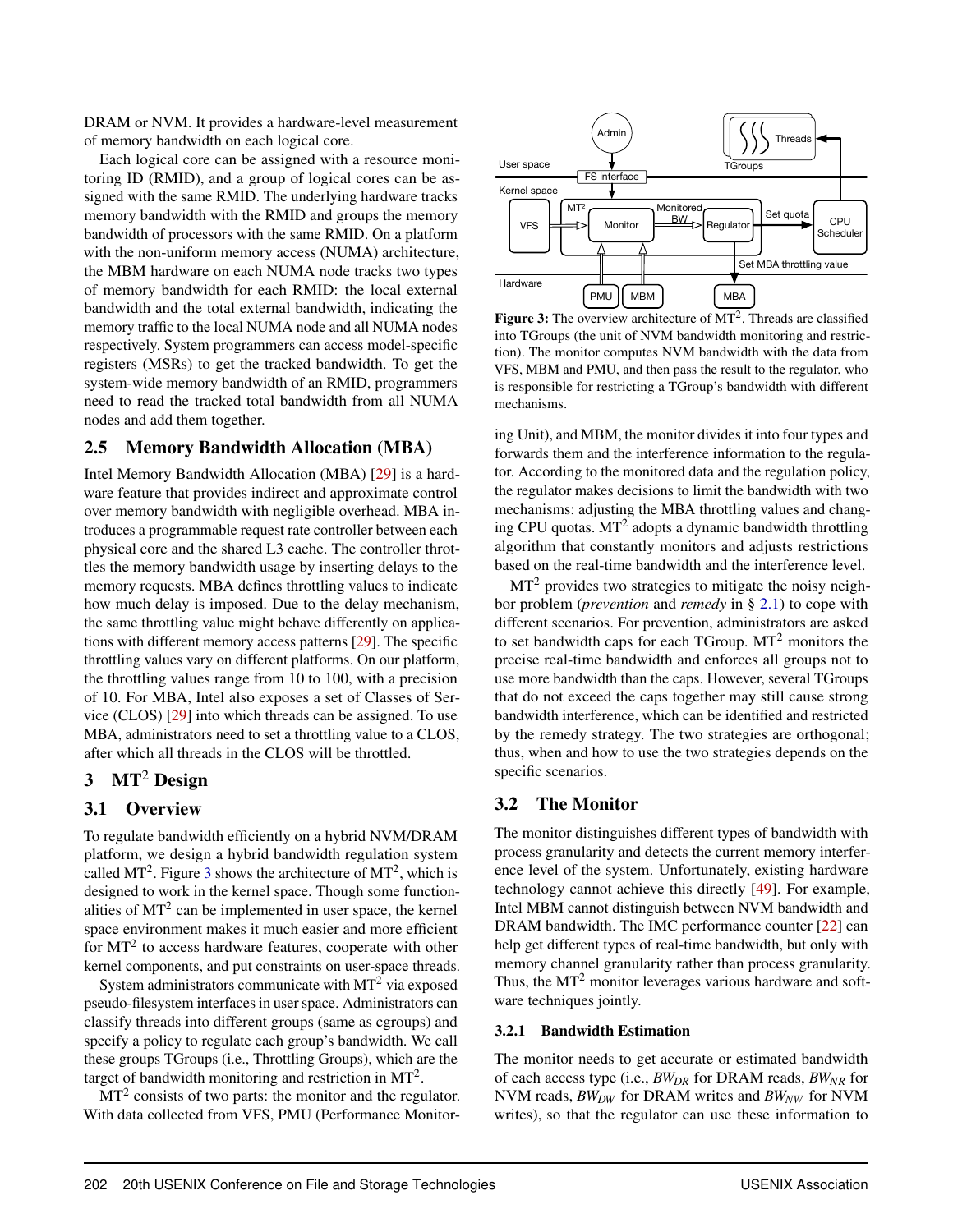DRAM or NVM. It provides a hardware-level measurement of memory bandwidth on each logical core.

Each logical core can be assigned with a resource monitoring ID (RMID), and a group of logical cores can be assigned with the same RMID. The underlying hardware tracks memory bandwidth with the RMID and groups the memory bandwidth of processors with the same RMID. On a platform with the non-uniform memory access (NUMA) architecture, the MBM hardware on each NUMA node tracks two types of memory bandwidth for each RMID: the local external bandwidth and the total external bandwidth, indicating the memory traffic to the local NUMA node and all NUMA nodes respectively. System programmers can access model-specific registers (MSRs) to get the tracked bandwidth. To get the system-wide memory bandwidth of an RMID, programmers need to read the tracked total bandwidth from all NUMA nodes and add them together.

## 2.5 Memory Bandwidth Allocation (MBA)

Intel Memory Bandwidth Allocation (MBA) [29] is a hardware feature that provides indirect and approximate control over memory bandwidth with negligible overhead. MBA introduces a programmable request rate controller between each physical core and the shared L3 cache. The controller throttles the memory bandwidth usage by inserting delays to the memory requests. MBA defines throttling values to indicate how much delay is imposed. Due to the delay mechanism, the same throttling value might behave differently on applications with different memory access patterns [29]. The specific throttling values vary on different platforms. On our platform, the throttling values range from 10 to 100, with a precision of 10. For MBA, Intel also exposes a set of Classes of Service (CLOS) [29] into which threads can be assigned. To use MBA, administrators need to set a throttling value to a CLOS, after which all threads in the CLOS will be throttled.

# 3 MT$^2$ Design

## 3.1 Overview

To regulate bandwidth efficiently on a hybrid NVM/DRAM platform, we design a hybrid bandwidth regulation system called MT$^2$. Figure 3 shows the architecture of MT$^2$, which is designed to work in the kernel space. Though some functionalities of MT$^2$ can be implemented in user space, the kernel space environment makes it much easier and more efficient for MT$^2$ to access hardware features, cooperate with other kernel components, and put constraints on user-space threads.

System administrators communicate with MT$^2$ via exposed pseudo-filesystem interfaces in user space. Administrators can classify threads into different groups (same as cgroups) and specify a policy to regulate each group's bandwidth. We call these groups TGroups (i.e., Throttling Groups), which are the target of bandwidth monitoring and restriction in MT$^2$.

MT$^2$ consists of two parts: the monitor and the regulator. With data collected from VFS, PMU (Performance Monitoring Unit), and MBM, the monitor divides it into four types and forwards them and the interference information to the regulator. According to the monitored data and the regulation policy, the regulator makes decisions to limit the bandwidth with two mechanisms: adjusting the MBA throttling values and changing CPU quotas. MT$^2$ adopts a dynamic bandwidth throttling algorithm that constantly monitors and adjusts restrictions based on the real-time bandwidth and the interference level.

**Figure 3:** The overview architecture of MT$^2$. Threads are classified into TGroups (the unit of NVM bandwidth monitoring and restriction). The monitor computes NVM bandwidth with the data from VFS, MBM and PMU, and then pass the result to the regulator, who is responsible for restricting a TGroup's bandwidth with different mechanisms.

MT$^2$ provides two strategies to mitigate the noisy neighbor problem (*prevention* and *remedy* in § 2.1) to cope with different scenarios. For prevention, administrators are asked to set bandwidth caps for each TGroup. MT$^2$ monitors the precise real-time bandwidth and enforces all groups not to use more bandwidth than the caps. However, several TGroups that do not exceed the caps together may still cause strong bandwidth interference, which can be identified and restricted by the remedy strategy. The two strategies are orthogonal; thus, when and how to use the two strategies depends on the specific scenarios.

## 3.2 The Monitor

The monitor distinguishes different types of bandwidth with process granularity and detects the current memory interference level of the system. Unfortunately, existing hardware technology cannot achieve this directly [49]. For example, Intel MBM cannot distinguish between NVM bandwidth and DRAM bandwidth. The IMC performance counter [22] can help get different types of real-time bandwidth, but only with memory channel granularity rather than process granularity. Thus, the MT$^2$ monitor leverages various hardware and software techniques jointly.

### 3.2.1 Bandwidth Estimation

The monitor needs to get accurate or estimated bandwidth of each access type (i.e., $BW_{DR}$ for DRAM reads, $BW_{NR}$ for NVM reads, $BW_{DW}$ for DRAM writes and $BW_{NW}$ for NVM writes), so that the regulator can use these information to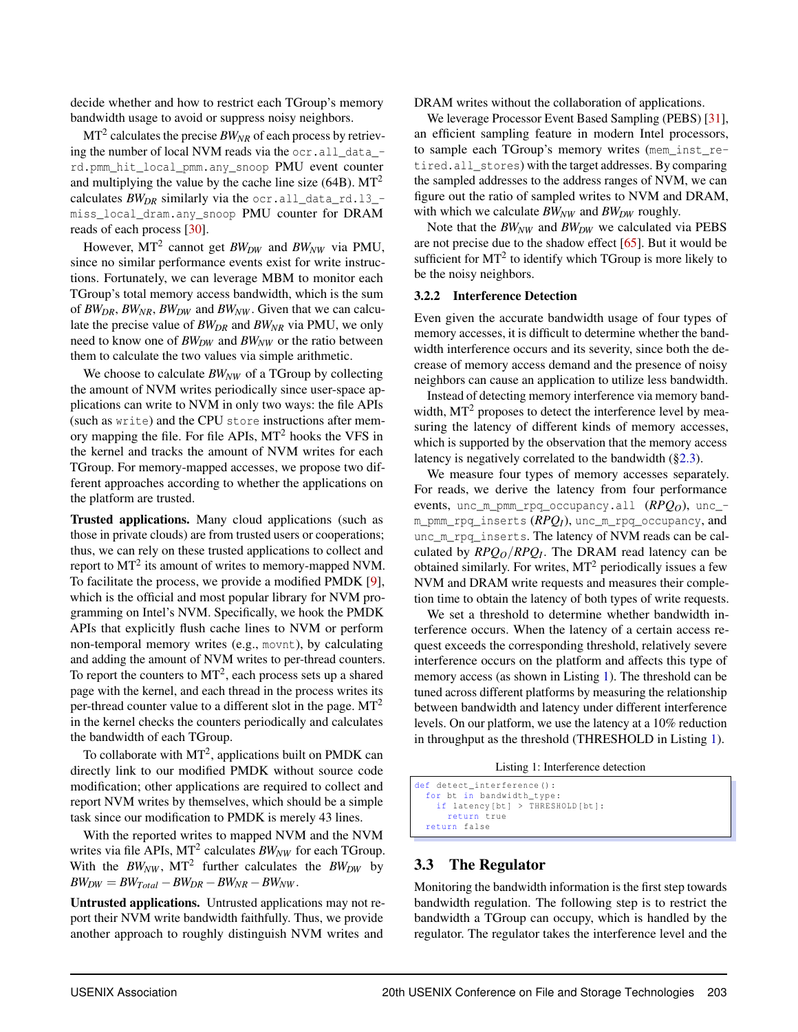decide whether and how to restrict each TGroup's memory bandwidth usage to avoid or suppress noisy neighbors.

MT[2] calculates the precise $BW_{NR}$ of each process by retrieving the number of local NVM reads via the `ocr.all_data_rd.pmm_hit_local_pmm.any_snoop` PMU event counter and multiplying the value by the cache line size (64B). MT[2] calculates $BW_{DR}$ similarly via the `ocr.all_data_rd.l3_miss_local_dram.any_snoop` PMU counter for DRAM reads of each process [30].

However, MT[2] cannot get $BW_{DW}$ and $BW_{NW}$ via PMU, since no similar performance events exist for write instructions. Fortunately, we can leverage MBM to monitor each TGroup's total memory access bandwidth, which is the sum of $BW_{DR}$, $BW_{NR}$, $BW_{DW}$ and $BW_{NW}$. Given that we can calculate the precise value of $BW_{DR}$ and $BW_{NR}$ via PMU, we only need to know one of $BW_{DW}$ and $BW_{NW}$ or the ratio between them to calculate the two values via simple arithmetic.

We choose to calculate $BW_{NW}$ of a TGroup by collecting the amount of NVM writes periodically since user-space applications can write to NVM in only two ways: the file APIs (such as `write`) and the CPU `store` instructions after memory mapping the file. For file APIs, MT[2] hooks the VFS in the kernel and tracks the amount of NVM writes for each TGroup. For memory-mapped accesses, we propose two different approaches according to whether the applications on the platform are trusted.

**Trusted applications.** Many cloud applications (such as those in private clouds) are from trusted users or cooperations; thus, we can rely on these trusted applications to collect and report to MT[2] its amount of writes to memory-mapped NVM. To facilitate the process, we provide a modified PMDK [9], which is the official and most popular library for NVM programming on Intel's NVM. Specifically, we hook the PMDK APIs that explicitly flush cache lines to NVM or perform non-temporal memory writes (e.g., `movnt`), by calculating and adding the amount of NVM writes to per-thread counters. To report the counters to MT[2], each process sets up a shared page with the kernel, and each thread in the process writes its per-thread counter value to a different slot in the page. MT[2] in the kernel checks the counters periodically and calculates the bandwidth of each TGroup.

To collaborate with MT[2], applications built on PMDK can directly link to our modified PMDK without source code modification; other applications are required to collect and report NVM writes by themselves, which should be a simple task since our modification to PMDK is merely 43 lines.

With the reported writes to mapped NVM and the NVM writes via file APIs, MT[2] calculates $BW_{NW}$ for each TGroup. With the $BW_{NW}$, MT[2] further calculates the $BW_{DW}$ by $BW_{DW} = BW_{Total} - BW_{DR} - BW_{NR} - BW_{NW}$.

**Untrusted applications.** Untrusted applications may not report their NVM write bandwidth faithfully. Thus, we provide another approach to roughly distinguish NVM writes and DRAM writes without the collaboration of applications.

We leverage Processor Event Based Sampling (PEBS) [31], an efficient sampling feature in modern Intel processors, to sample each TGroup's memory writes (`mem_inst_retired.all_stores`) with the target addresses. By comparing the sampled addresses to the address ranges of NVM, we can figure out the ratio of sampled writes to NVM and DRAM, with which we calculate $BW_{NW}$ and $BW_{DW}$ roughly.

Note that the $BW_{NW}$ and $BW_{DW}$ we calculated via PEBS are not precise due to the shadow effect [65]. But it would be sufficient for MT[2] to identify which TGroup is more likely to be the noisy neighbors.

### 3.2.2 Interference Detection

Even given the accurate bandwidth usage of four types of memory accesses, it is difficult to determine whether the bandwidth interference occurs and its severity, since both the decrease of memory access demand and the presence of noisy neighbors can cause an application to utilize less bandwidth.

Instead of detecting memory interference via memory bandwidth, MT[2] proposes to detect the interference level by measuring the latency of different kinds of memory accesses, which is supported by the observation that the memory access latency is negatively correlated to the bandwidth (§2.3).

We measure four types of memory accesses separately. For reads, we derive the latency from four performance events, `unc_m_pmm_rpq_occupancy.all` ($RPQ_O$), `unc_m_pmm_rpq_inserts` ($RPQ_I$), `unc_m_rpq_occupancy`, and `unc_m_rpq_inserts`. The latency of NVM reads can be calculated by $RPQ_O/RPQ_I$. The DRAM read latency can be obtained similarly. For writes, MT[2] periodically issues a few NVM and DRAM write requests and measures their completion time to obtain the latency of both types of write requests.

We set a threshold to determine whether bandwidth interference occurs. When the latency of a certain access request exceeds the corresponding threshold, relatively severe interference occurs on the platform and affects this type of memory access (as shown in Listing 1). The threshold can be tuned across different platforms by measuring the relationship between bandwidth and latency under different interference levels. On our platform, we use the latency at a 10% reduction in throughput as the threshold (THRESHOLD in Listing 1).

Listing 1: Interference detection

```
def detect_interference():
  for bt in bandwidth_type:
    if latency[bt] > THRESHOLD[bt]:
      return true
  return false
```

## 3.3 The Regulator

Monitoring the bandwidth information is the first step towards bandwidth regulation. The following step is to restrict the bandwidth a TGroup can occupy, which is handled by the regulator. The regulator takes the interference level and the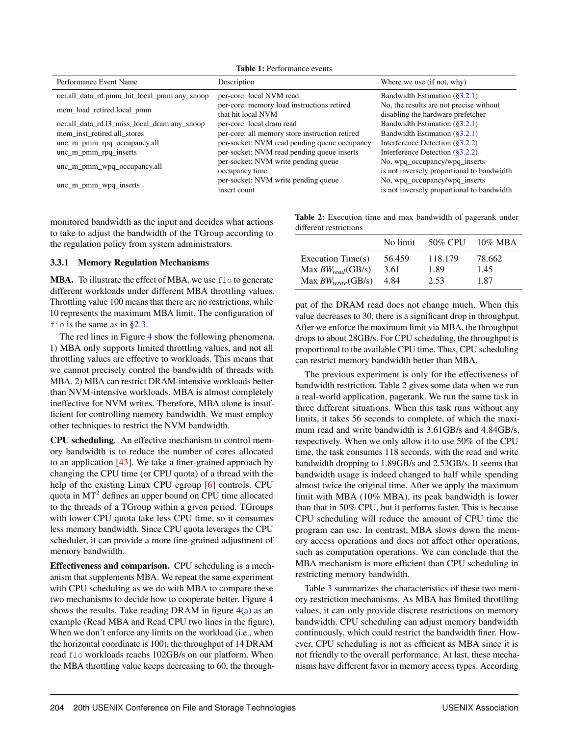**Table 1:** Performance events

| Performance Event Name | Description | Where we use (if not, why) |
|---|---|---|
| ocr.all_data_rd.pmm_hit_local_pmm.any_snoop | per-core: local NVM read | Bandwidth Estimation (§3.2.1) |
| mem_load_retired.local_pmm | per-core: memory load instructions retired that hit local NVM | No, the results are not precise without disabling the hardware prefetcher |
| ocr.all_data_rd.l3_miss_local_dram.any_snoop | per-core: local dram read | Bandwidth Estimation (§3.2.1) |
| mem_inst_retired.all_stores | per-core: all memory store instruction retired | Bandwidth Estimation (§3.2.1) |
| unc_m_pmm_rpq_occupancy.all | per-socket: NVM read pending queue occupancy | Interference Detection (§3.2.2) |
| unc_m_pmm_rpq_inserts | per-socket: NVM read pending queue inserts | Interference Detection (§3.2.2) |
| unc_m_pmm_wpq_occupancy.all | per-socket: NVM write pending queue occupancy time | No, wpq_occupancy/wpq_inserts is not inversely proportional to bandwidth |
| unc_m_pmm_wpq_inserts | per-socket: NVM write pending queue insert count | No, wpq_occupancy/wpq_inserts is not inversely proportional to bandwidth |

monitored bandwidth as the input and decides what actions to take to adjust the bandwidth of the TGroup according to the regulation policy from system administrators.

### 3.3.1 Memory Regulation Mechanisms

**MBA.** To illustrate the effect of MBA, we use fio to generate different workloads under different MBA throttling values. Throttling value 100 means that there are no restrictions, while 10 represents the maximum MBA limit. The configuration of fio is the same as in §2.3.

The red lines in Figure 4 show the following phenomena. 1) MBA only supports limited throttling values, and not all throttling values are effective to workloads. This means that we cannot precisely control the bandwidth of threads with MBA. 2) MBA can restrict DRAM-intensive workloads better than NVM-intensive workloads. MBA is almost completely ineffective for NVM writes. Therefore, MBA alone is insufficient for controlling memory bandwidth. We must employ other techniques to restrict the NVM bandwidth.

**CPU scheduling.** An effective mechanism to control memory bandwidth is to reduce the number of cores allocated to an application [43]. We take a finer-grained approach by changing the CPU time (or CPU quota) of a thread with the help of the existing Linux CPU cgroup [6] controls. CPU quota in MT$^2$ defines an upper bound on CPU time allocated to the threads of a TGroup within a given period. TGroups with lower CPU quota take less CPU time, so it consumes less memory bandwidth. Since CPU quota leverages the CPU scheduler, it can provide a more fine-grained adjustment of memory bandwidth.

**Effectiveness and comparison.** CPU scheduling is a mechanism that supplements MBA. We repeat the same experiment with CPU scheduling as we do with MBA to compare these two mechanisms to decide how to cooperate better. Figure 4 shows the results. Take reading DRAM in figure 4(a) as an example (Read MBA and Read CPU two lines in the figure). When we don't enforce any limits on the workload (i.e., when the horizontal coordinate is 100), the throughput of 14 DRAM read fio workloads reachs 102GB/s on our platform. When the MBA throttling value keeps decreasing to 60, the throughput of the DRAM read does not change much. When this value decreases to 30, there is a significant drop in throughput. After we enforce the maximum limit via MBA, the throughput drops to about 28GB/s. For CPU scheduling, the throughput is proportional to the available CPU time. Thus, CPU scheduling can restrict memory bandwidth better than MBA.

**Table 2:** Execution time and max bandwidth of pagerank under different restrictions

| | No limit | 50% CPU | 10% MBA |
|---|---|---|---|
| Execution Time(s) | 56.459 | 118.179 | 78.662 |
| Max $BW_{read}$(GB/s) | 3.61 | 1.89 | 1.45 |
| Max $BW_{write}$(GB/s) | 4.84 | 2.53 | 1.87 |

The previous experiment is only for the effectiveness of bandwidth restriction. Table 2 gives some data when we run a real-world application, pagerank. We run the same task in three different situations. When this task runs without any limits, it takes 56 seconds to complete, of which the maximum read and write bandwidth is 3.61GB/s and 4.84GB/s, respectively. When we only allow it to use 50% of the CPU time, the task consumes 118 seconds, with the read and write bandwidth dropping to 1.89GB/s and 2.53GB/s. It seems that bandwidth usage is indeed changed to half while spending almost twice the original time. After we apply the maximum limit with MBA (10% MBA), its peak bandwidth is lower than that in 50% CPU, but it performs faster. This is because CPU scheduling will reduce the amount of CPU time the program can use. In contrast, MBA slows down the memory access operations and does not affect other operations, such as computation operations. We can conclude that the MBA mechanism is more efficient than CPU scheduling in restricting memory bandwidth.

Table 3 summarizes the characteristics of these two memory restriction mechanisms. As MBA has limited throttling values, it can only provide discrete restrictions on memory bandwidth. CPU scheduling can adjust memory bandwidth continuously, which could restrict the bandwidth finer. However, CPU scheduling is not as efficient as MBA since it is not friendly to the overall performance. At last, these mechanisms have different favor in memory access types. According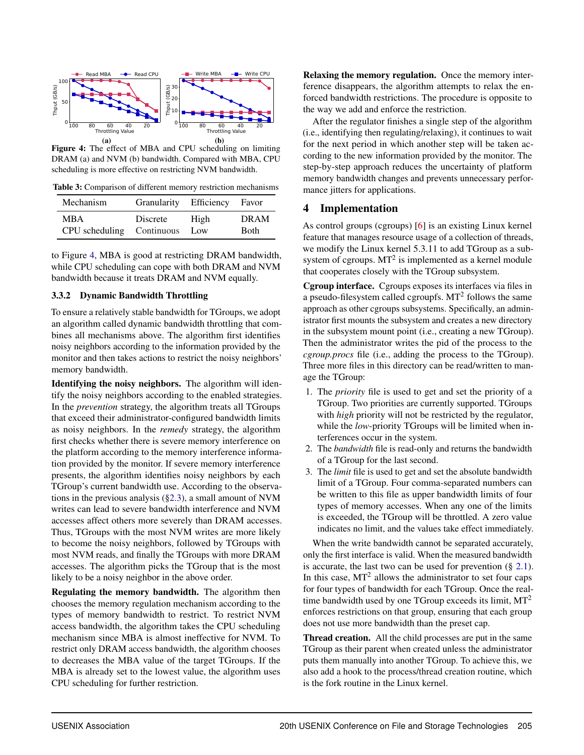**Figure 4:** The effect of MBA and CPU scheduling on limiting DRAM (a) and NVM (b) bandwidth. Compared with MBA, CPU scheduling is more effective on restricting NVM bandwidth.

**Table 3:** Comparison of different memory restriction mechanisms

| Mechanism | Granularity | Efficiency | Favor |
|---|---|---|---|
| MBA | Discrete | High | DRAM |
| CPU scheduling | Continuous | Low | Both |

to Figure 4, MBA is good at restricting DRAM bandwidth, while CPU scheduling can cope with both DRAM and NVM bandwidth because it treats DRAM and NVM equally.

### 3.3.2 Dynamic Bandwidth Throttling

To ensure a relatively stable bandwidth for TGroups, we adopt an algorithm called dynamic bandwidth throttling that combines all mechanisms above. The algorithm first identifies noisy neighbors according to the information provided by the monitor and then takes actions to restrict the noisy neighbors' memory bandwidth.

**Identifying the noisy neighbors.** The algorithm will identify the noisy neighbors according to the enabled strategies. In the *prevention* strategy, the algorithm treats all TGroups that exceed their administrator-configured bandwidth limits as noisy neighbors. In the *remedy* strategy, the algorithm first checks whether there is severe memory interference on the platform according to the memory interference information provided by the monitor. If severe memory interference presents, the algorithm identifies noisy neighbors by each TGroup's current bandwidth use. According to the observations in the previous analysis (§2.3), a small amount of NVM writes can lead to severe bandwidth interference and NVM accesses affect others more severely than DRAM accesses. Thus, TGroups with the most NVM writes are more likely to become the noisy neighbors, followed by TGroups with most NVM reads, and finally the TGroups with more DRAM accesses. The algorithm picks the TGroup that is the most likely to be a noisy neighbor in the above order.

**Regulating the memory bandwidth.** The algorithm then chooses the memory regulation mechanism according to the types of memory bandwidth to restrict. To restrict NVM access bandwidth, the algorithm takes the CPU scheduling mechanism since MBA is almost ineffective for NVM. To restrict only DRAM access bandwidth, the algorithm chooses to decreases the MBA value of the target TGroups. If the MBA is already set to the lowest value, the algorithm uses CPU scheduling for further restriction.

**Relaxing the memory regulation.** Once the memory interference disappears, the algorithm attempts to relax the enforced bandwidth restrictions. The procedure is opposite to the way we add and enforce the restriction.

After the regulator finishes a single step of the algorithm (i.e., identifying then regulating/relaxing), it continues to wait for the next period in which another step will be taken according to the new information provided by the monitor. The step-by-step approach reduces the uncertainty of platform memory bandwidth changes and prevents unnecessary performance jitters for applications.

## 4 Implementation

As control groups (cgroups) [6] is an existing Linux kernel feature that manages resource usage of a collection of threads, we modify the Linux kernel 5.3.11 to add TGroup as a subsystem of cgroups. $MT^2$ is implemented as a kernel module that cooperates closely with the TGroup subsystem.

**Cgroup interface.** Cgroups exposes its interfaces via files in a pseudo-filesystem called cgroupfs. $MT^2$ follows the same approach as other cgroups subsystems. Specifically, an administrator first mounts the subsystem and creates a new directory in the subsystem mount point (i.e., creating a new TGroup). Then the administrator writes the pid of the process to the *cgroup.procs* file (i.e., adding the process to the TGroup). Three more files in this directory can be read/written to manage the TGroup:

1. The *priority* file is used to get and set the priority of a TGroup. Two priorities are currently supported. TGroups with *high* priority will not be restricted by the regulator, while the *low*-priority TGroups will be limited when interferences occur in the system.
2. The *bandwidth* file is read-only and returns the bandwidth of a TGroup for the last second.
3. The *limit* file is used to get and set the absolute bandwidth limit of a TGroup. Four comma-separated numbers can be written to this file as upper bandwidth limits of four types of memory accesses. When any one of the limits is exceeded, the TGroup will be throttled. A zero value indicates no limit, and the values take effect immediately.

When the write bandwidth cannot be separated accurately, only the first interface is valid. When the measured bandwidth is accurate, the last two can be used for prevention (§ 2.1). In this case, $MT^2$ allows the administrator to set four caps for four types of bandwidth for each TGroup. Once the real-time bandwidth used by one TGroup exceeds its limit, $MT^2$ enforces restrictions on that group, ensuring that each group does not use more bandwidth than the preset cap.

**Thread creation.** All the child processes are put in the same TGroup as their parent when created unless the administrator puts them manually into another TGroup. To achieve this, we also add a hook to the process/thread creation routine, which is the fork routine in the Linux kernel.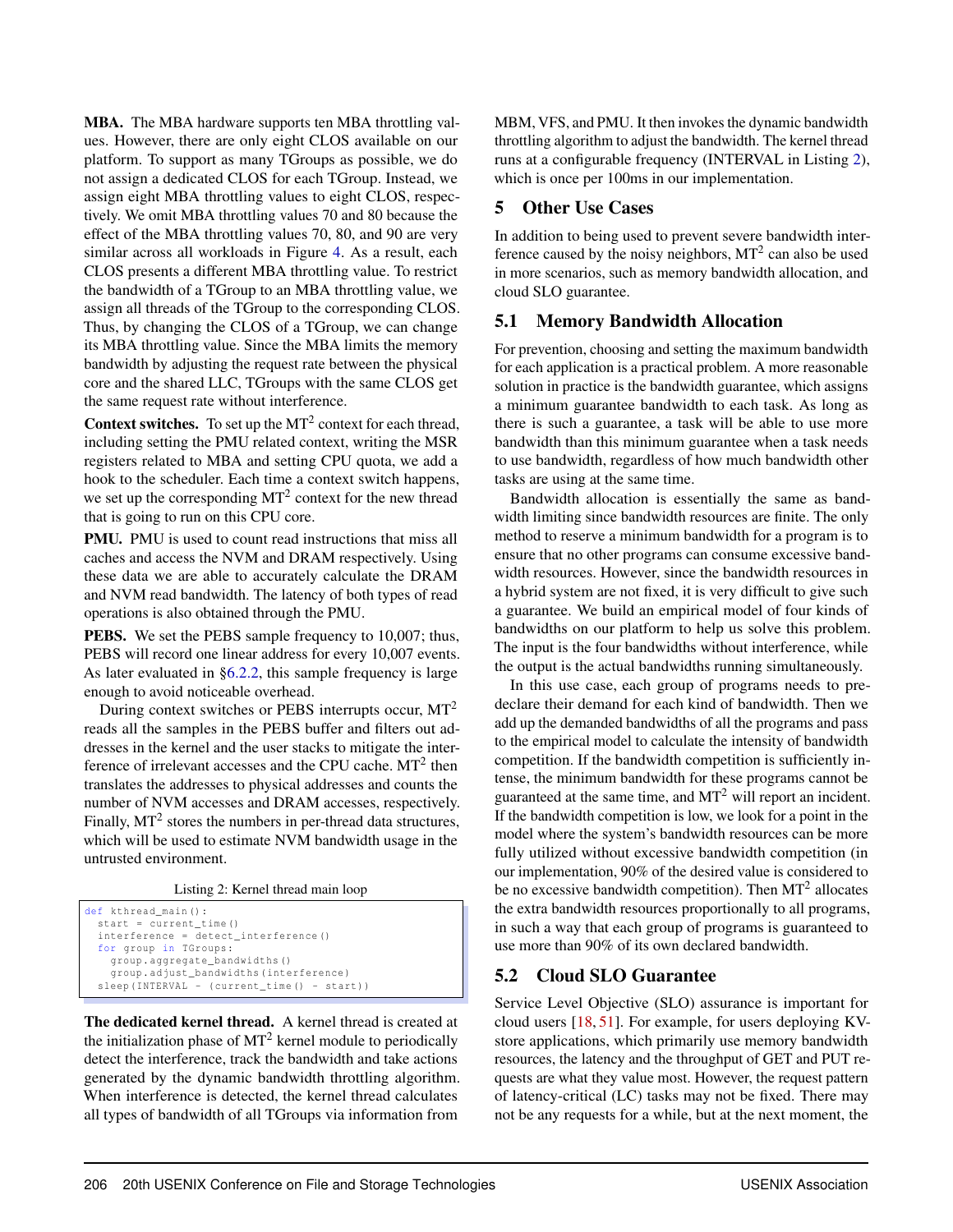**MBA.** The MBA hardware supports ten MBA throttling values. However, there are only eight CLOS available on our platform. To support as many TGroups as possible, we do not assign a dedicated CLOS for each TGroup. Instead, we assign eight MBA throttling values to eight CLOS, respectively. We omit MBA throttling values 70 and 80 because the effect of the MBA throttling values 70, 80, and 90 are very similar across all workloads in Figure 4. As a result, each CLOS presents a different MBA throttling value. To restrict the bandwidth of a TGroup to an MBA throttling value, we assign all threads of the TGroup to the corresponding CLOS. Thus, by changing the CLOS of a TGroup, we can change its MBA throttling value. Since the MBA limits the memory bandwidth by adjusting the request rate between the physical core and the shared LLC, TGroups with the same CLOS get the same request rate without interference.

**Context switches.** To set up the $MT^2$ context for each thread, including setting the PMU related context, writing the MSR registers related to MBA and setting CPU quota, we add a hook to the scheduler. Each time a context switch happens, we set up the corresponding $MT^2$ context for the new thread that is going to run on this CPU core.

**PMU.** PMU is used to count read instructions that miss all caches and access the NVM and DRAM respectively. Using these data we are able to accurately calculate the DRAM and NVM read bandwidth. The latency of both types of read operations is also obtained through the PMU.

**PEBS.** We set the PEBS sample frequency to 10,007; thus, PEBS will record one linear address for every 10,007 events. As later evaluated in §6.2.2, this sample frequency is large enough to avoid noticeable overhead.

During context switches or PEBS interrupts occur, $MT^2$ reads all the samples in the PEBS buffer and filters out addresses in the kernel and the user stacks to mitigate the interference of irrelevant accesses and the CPU cache. $MT^2$ then translates the addresses to physical addresses and counts the number of NVM accesses and DRAM accesses, respectively. Finally, $MT^2$ stores the numbers in per-thread data structures, which will be used to estimate NVM bandwidth usage in the untrusted environment.

Listing 2: Kernel thread main loop

```
def kthread_main():
  start = current_time()
  interference = detect_interference()
  for group in TGroups:
    group.aggregate_bandwidths()
    group.adjust_bandwidths(interference)
  sleep(INTERVAL - (current_time() - start))
```

**The dedicated kernel thread.** A kernel thread is created at the initialization phase of $MT^2$ kernel module to periodically detect the interference, track the bandwidth and take actions generated by the dynamic bandwidth throttling algorithm. When interference is detected, the kernel thread calculates all types of bandwidth of all TGroups via information from MBM, VFS, and PMU. It then invokes the dynamic bandwidth throttling algorithm to adjust the bandwidth. The kernel thread runs at a configurable frequency (INTERVAL in Listing 2), which is once per 100ms in our implementation.

## 5 Other Use Cases

In addition to being used to prevent severe bandwidth interference caused by the noisy neighbors, $MT^2$ can also be used in more scenarios, such as memory bandwidth allocation, and cloud SLO guarantee.

### 5.1 Memory Bandwidth Allocation

For prevention, choosing and setting the maximum bandwidth for each application is a practical problem. A more reasonable solution in practice is the bandwidth guarantee, which assigns a minimum guarantee bandwidth to each task. As long as there is such a guarantee, a task will be able to use more bandwidth than this minimum guarantee when a task needs to use bandwidth, regardless of how much bandwidth other tasks are using at the same time.

Bandwidth allocation is essentially the same as bandwidth limiting since bandwidth resources are finite. The only method to reserve a minimum bandwidth for a program is to ensure that no other programs can consume excessive bandwidth resources. However, since the bandwidth resources in a hybrid system are not fixed, it is very difficult to give such a guarantee. We build an empirical model of four kinds of bandwidths on our platform to help us solve this problem. The input is the four bandwidths without interference, while the output is the actual bandwidths running simultaneously.

In this use case, each group of programs needs to predeclare their demand for each kind of bandwidth. Then we add up the demanded bandwidths of all the programs and pass to the empirical model to calculate the intensity of bandwidth competition. If the bandwidth competition is sufficiently intense, the minimum bandwidth for these programs cannot be guaranteed at the same time, and $MT^2$ will report an incident. If the bandwidth competition is low, we look for a point in the model where the system's bandwidth resources can be more fully utilized without excessive bandwidth competition (in our implementation, 90% of the desired value is considered to be no excessive bandwidth competition). Then $MT^2$ allocates the extra bandwidth resources proportionally to all programs, in such a way that each group of programs is guaranteed to use more than 90% of its own declared bandwidth.

### 5.2 Cloud SLO Guarantee

Service Level Objective (SLO) assurance is important for cloud users [18, 51]. For example, for users deploying KV-store applications, which primarily use memory bandwidth resources, the latency and the throughput of GET and PUT requests are what they value most. However, the request pattern of latency-critical (LC) tasks may not be fixed. There may not be any requests for a while, but at the next moment, the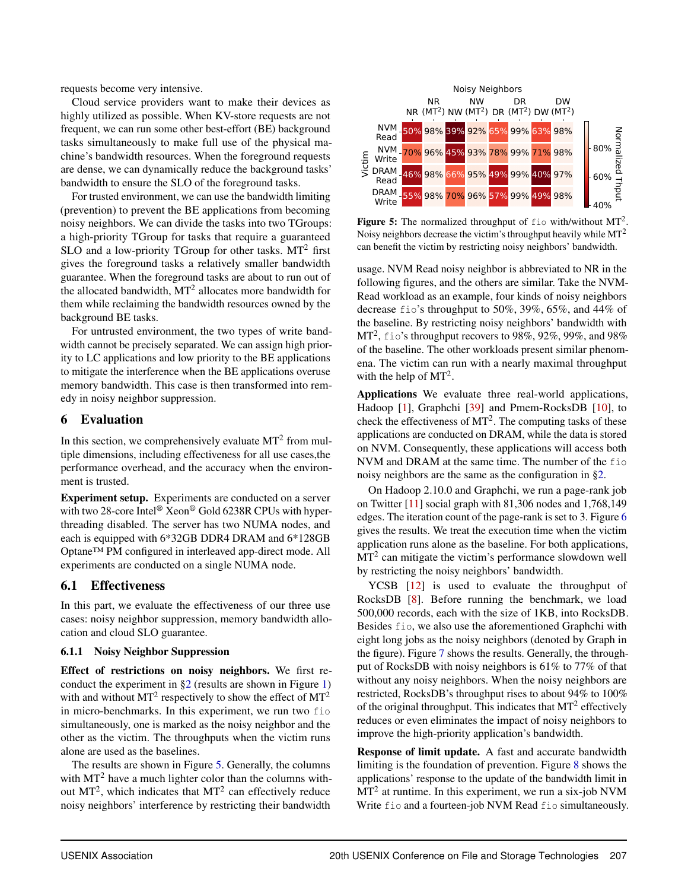requests become very intensive.

Cloud service providers want to make their devices as highly utilized as possible. When KV-store requests are not frequent, we can run some other best-effort (BE) background tasks simultaneously to make full use of the physical machine's bandwidth resources. When the foreground requests are dense, we can dynamically reduce the background tasks' bandwidth to ensure the SLO of the foreground tasks.

For trusted environment, we can use the bandwidth limiting (prevention) to prevent the BE applications from becoming noisy neighbors. We can divide the tasks into two TGroups: a high-priority TGroup for tasks that require a guaranteed SLO and a low-priority TGroup for other tasks. MT$^2$ first gives the foreground tasks a relatively smaller bandwidth guarantee. When the foreground tasks are about to run out of the allocated bandwidth, MT$^2$ allocates more bandwidth for them while reclaiming the bandwidth resources owned by the background BE tasks.

For untrusted environment, the two types of write bandwidth cannot be precisely separated. We can assign high priority to LC applications and low priority to the BE applications to mitigate the interference when the BE applications overuse memory bandwidth. This case is then transformed into remedy in noisy neighbor suppression.

# 6 Evaluation

In this section, we comprehensively evaluate MT$^2$ from multiple dimensions, including effectiveness for all use cases,the performance overhead, and the accuracy when the environment is trusted.

**Experiment setup.** Experiments are conducted on a server with two 28-core Intel® Xeon® Gold 6238R CPUs with hyper-threading disabled. The server has two NUMA nodes, and each is equipped with 6*32GB DDR4 DRAM and 6*128GB Optane™ PM configured in interleaved app-direct mode. All experiments are conducted on a single NUMA node.

## 6.1 Effectiveness

In this part, we evaluate the effectiveness of our three use cases: noisy neighbor suppression, memory bandwidth allocation and cloud SLO guarantee.

### 6.1.1 Noisy Neighbor Suppression

**Effect of restrictions on noisy neighbors.** We first reconduct the experiment in §2 (results are shown in Figure 1) with and without MT$^2$ respectively to show the effect of MT$^2$ in micro-benchmarks. In this experiment, we run two `fio` simultaneously, one is marked as the noisy neighbor and the other as the victim. The throughputs when the victim runs alone are used as the baselines.

The results are shown in Figure 5. Generally, the columns with MT$^2$ have a much lighter color than the columns without MT$^2$, which indicates that MT$^2$ can effectively reduce noisy neighbors' interference by restricting their bandwidth usage. NVM Read noisy neighbor is abbreviated to NR in the following figures, and the others are similar. Take the NVM-Read workload as an example, four kinds of noisy neighbors decrease `fio`'s throughput to 50%, 39%, 65%, and 44% of the baseline. By restricting noisy neighbors' bandwidth with MT$^2$, `fio`'s throughput recovers to 98%, 92%, 99%, and 98% of the baseline. The other workloads present similar phenomena. The victim can run with a nearly maximal throughput with the help of MT$^2$.

| Victim \ Noisy Neighbors | NR | NR (MT$^2$) | NW | NW (MT$^2$) | DR | DR (MT$^2$) | DW | DW (MT$^2$) |
|---|---|---|---|---|---|---|---|---|
| NVM Read | 50% | 98% | 39% | 92% | 65% | 99% | 63% | 98% |
| NVM Write | 70% | 96% | 45% | 93% | 78% | 99% | 71% | 98% |
| DRAM Read | 46% | 98% | 66% | 95% | 49% | 99% | 40% | 97% |
| DRAM Write | 55% | 98% | 70% | 96% | 57% | 99% | 49% | 98% |

**Figure 5:** The normalized throughput of `fio` with/without MT$^2$. Noisy neighbors decrease the victim's throughput heavily while MT$^2$ can benefit the victim by restricting noisy neighbors' bandwidth.

**Applications** We evaluate three real-world applications, Hadoop [1], Graphchi [39] and Pmem-RocksDB [10], to check the effectiveness of MT$^2$. The computing tasks of these applications are conducted on DRAM, while the data is stored on NVM. Consequently, these applications will access both NVM and DRAM at the same time. The number of the `fio` noisy neighbors are the same as the configuration in §2.

On Hadoop 2.10.0 and Graphchi, we run a page-rank job on Twitter [11] social graph with 81,306 nodes and 1,768,149 edges. The iteration count of the page-rank is set to 3. Figure 6 gives the results. We treat the execution time when the victim application runs alone as the baseline. For both applications, MT$^2$ can mitigate the victim's performance slowdown well by restricting the noisy neighbors' bandwidth.

YCSB [12] is used to evaluate the throughput of RocksDB [8]. Before running the benchmark, we load 500,000 records, each with the size of 1KB, into RocksDB. Besides `fio`, we also use the aforementioned Graphchi with eight long jobs as the noisy neighbors (denoted by Graph in the figure). Figure 7 shows the results. Generally, the throughput of RocksDB with noisy neighbors is 61% to 77% of that without any noisy neighbors. When the noisy neighbors are restricted, RocksDB's throughput rises to about 94% to 100% of the original throughput. This indicates that MT$^2$ effectively reduces or even eliminates the impact of noisy neighbors to improve the high-priority application's bandwidth.

**Response of limit update.** A fast and accurate bandwidth limiting is the foundation of prevention. Figure 8 shows the applications' response to the update of the bandwidth limit in MT$^2$ at runtime. In this experiment, we run a six-job NVM Write `fio` and a fourteen-job NVM Read `fio` simultaneously.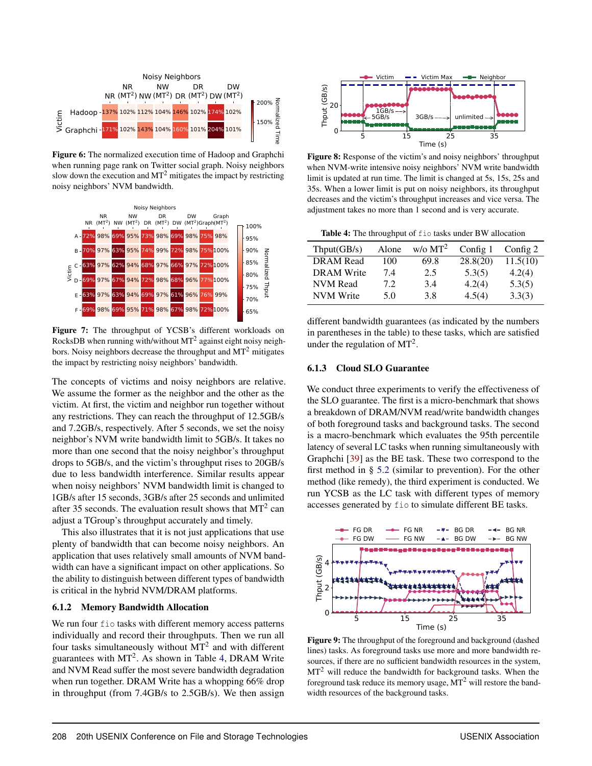Figure 6: The normalized execution time of Hadoop and Graphchi when running page rank on Twitter social graph. Noisy neighbors slow down the execution and MT$^2$ mitigates the impact by restricting noisy neighbors' NVM bandwidth.

Figure 7: The throughput of YCSB's different workloads on RocksDB when running with/without MT$^2$ against eight noisy neighbors. Noisy neighbors decrease the throughput and MT$^2$ mitigates the impact by restricting noisy neighbors' bandwidth.

The concepts of victims and noisy neighbors are relative. We assume the former as the neighbor and the other as the victim. At first, the victim and neighbor run together without any restrictions. They can reach the throughput of 12.5GB/s and 7.2GB/s, respectively. After 5 seconds, we set the noisy neighbor's NVM write bandwidth limit to 5GB/s. It takes no more than one second that the noisy neighbor's throughput drops to 5GB/s, and the victim's throughput rises to 20GB/s due to less bandwidth interference. Similar results appear when noisy neighbors' NVM bandwidth limit is changed to 1GB/s after 15 seconds, 3GB/s after 25 seconds and unlimited after 35 seconds. The evaluation result shows that MT$^2$ can adjust a TGroup's throughput accurately and timely.

This also illustrates that it is not just applications that use plenty of bandwidth that can become noisy neighbors. An application that uses relatively small amounts of NVM bandwidth can have a significant impact on other applications. So the ability to distinguish between different types of bandwidth is critical in the hybrid NVM/DRAM platforms.

### 6.1.2 Memory Bandwidth Allocation

We run four fio tasks with different memory access patterns individually and record their throughputs. Then we run all four tasks simultaneously without MT$^2$ and with different guarantees with MT$^2$. As shown in Table 4, DRAM Write and NVM Read suffer the most severe bandwidth degradation when run together. DRAM Write has a whopping 66% drop in throughput (from 7.4GB/s to 2.5GB/s). We then assign different bandwidth guarantees (as indicated by the numbers in parentheses in the table) to these tasks, which are satisfied under the regulation of MT$^2$.

Figure 8: Response of the victim's and noisy neighbors' throughput when NVM-write intensive noisy neighbors' NVM write bandwidth limit is updated at run time. The limit is changed at 5s, 15s, 25s and 35s. When a lower limit is put on noisy neighbors, its throughput decreases and the victim's throughput increases and vice versa. The adjustment takes no more than 1 second and is very accurate.

Table 4: The throughput of fio tasks under BW allocation

| Thput(GB/s) | Alone | w/o MT$^2$ | Config 1 | Config 2 |
|---|---|---|---|---|
| DRAM Read | 100 | 69.8 | 28.8(20) | 11.5(10) |
| DRAM Write | 7.4 | 2.5 | 5.3(5) | 4.2(4) |
| NVM Read | 7.2 | 3.4 | 4.2(4) | 5.3(5) |
| NVM Write | 5.0 | 3.8 | 4.5(4) | 3.3(3) |

### 6.1.3 Cloud SLO Guarantee

We conduct three experiments to verify the effectiveness of the SLO guarantee. The first is a micro-benchmark that shows a breakdown of DRAM/NVM read/write bandwidth changes of both foreground tasks and background tasks. The second is a macro-benchmark which evaluates the 95th percentile latency of several LC tasks when running simultaneously with Graphchi [39] as the BE task. These two correspond to the first method in § 5.2 (similar to prevention). For the other method (like remedy), the third experiment is conducted. We run YCSB as the LC task with different types of memory accesses generated by fio to simulate different BE tasks.

Figure 9: The throughput of the foreground and background (dashed lines) tasks. As foreground tasks use more and more bandwidth resources, if there are no sufficient bandwidth resources in the system, MT$^2$ will reduce the bandwidth for background tasks. When the foreground task reduce its memory usage, MT$^2$ will restore the bandwidth resources of the background tasks.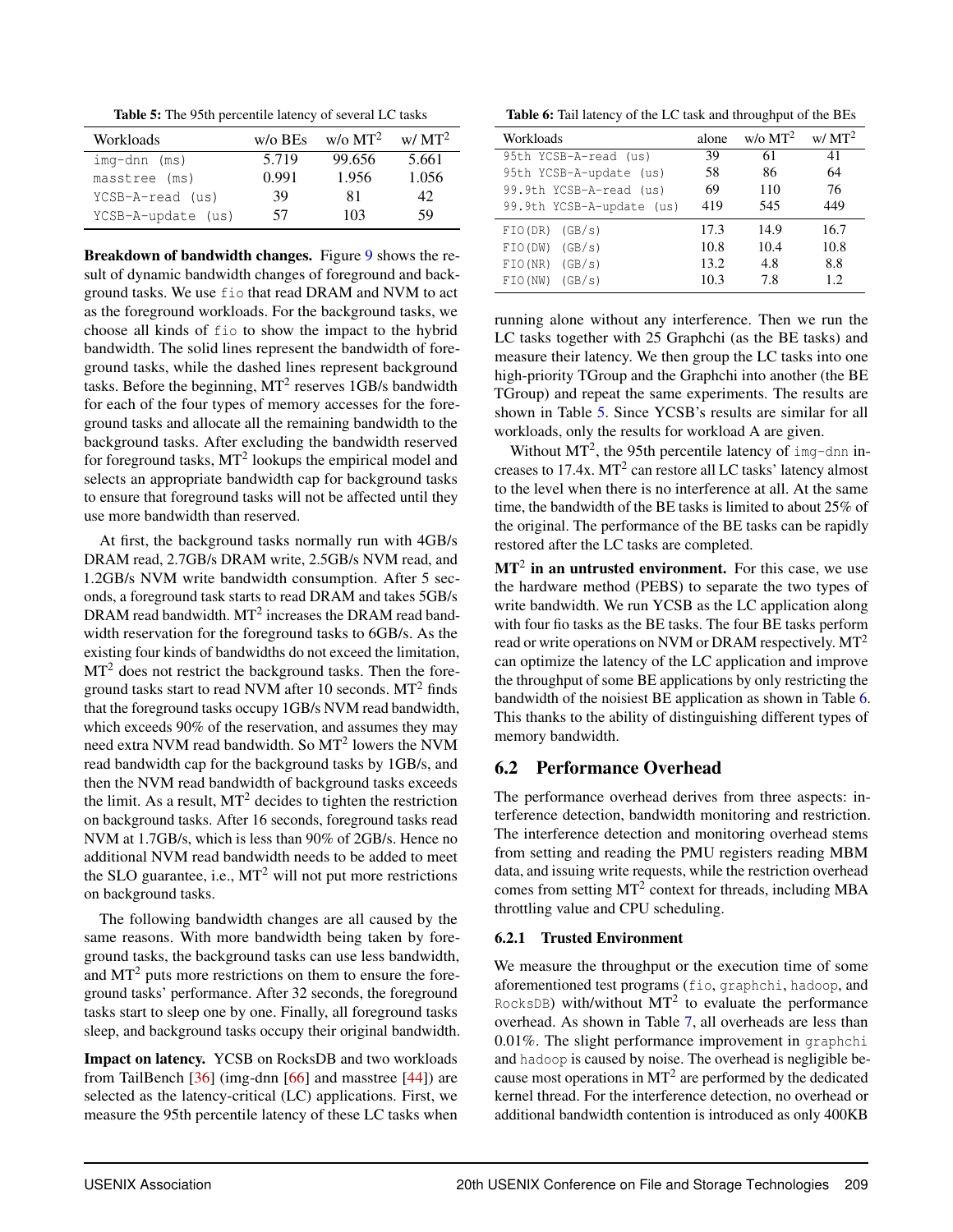**Table 5:** The 95th percentile latency of several LC tasks

| Workloads | w/o BEs | w/o MT$^2$ | w/ MT$^2$ |
|---|---|---|---|
| img-dnn (ms) | 5.719 | 99.656 | 5.661 |
| masstree (ms) | 0.991 | 1.956 | 1.056 |
| YCSB-A-read (us) | 39 | 81 | 42 |
| YCSB-A-update (us) | 57 | 103 | 59 |

**Breakdown of bandwidth changes.** Figure 9 shows the result of dynamic bandwidth changes of foreground and background tasks. We use fio that read DRAM and NVM to act as the foreground workloads. For the background tasks, we choose all kinds of fio to show the impact to the hybrid bandwidth. The solid lines represent the bandwidth of foreground tasks, while the dashed lines represent background tasks. Before the beginning, MT$^2$ reserves 1GB/s bandwidth for each of the four types of memory accesses for the foreground tasks and allocate all the remaining bandwidth to the background tasks. After excluding the bandwidth reserved for foreground tasks, MT$^2$ lookups the empirical model and selects an appropriate bandwidth cap for background tasks to ensure that foreground tasks will not be affected until they use more bandwidth than reserved.

At first, the background tasks normally run with 4GB/s DRAM read, 2.7GB/s DRAM write, 2.5GB/s NVM read, and 1.2GB/s NVM write bandwidth consumption. After 5 seconds, a foreground task starts to read DRAM and takes 5GB/s DRAM read bandwidth. MT$^2$ increases the DRAM read bandwidth reservation for the foreground tasks to 6GB/s. As the existing four kinds of bandwidths do not exceed the limitation, MT$^2$ does not restrict the background tasks. Then the foreground tasks start to read NVM after 10 seconds. MT$^2$ finds that the foreground tasks occupy 1GB/s NVM read bandwidth, which exceeds 90% of the reservation, and assumes they may need extra NVM read bandwidth. So MT$^2$ lowers the NVM read bandwidth cap for the background tasks by 1GB/s, and then the NVM read bandwidth of background tasks exceeds the limit. As a result, MT$^2$ decides to tighten the restriction on background tasks. After 16 seconds, foreground tasks read NVM at 1.7GB/s, which is less than 90% of 2GB/s. Hence no additional NVM read bandwidth needs to be added to meet the SLO guarantee, i.e., MT$^2$ will not put more restrictions on background tasks.

The following bandwidth changes are all caused by the same reasons. With more bandwidth being taken by foreground tasks, the background tasks can use less bandwidth, and MT$^2$ puts more restrictions on them to ensure the foreground tasks' performance. After 32 seconds, the foreground tasks start to sleep one by one. Finally, all foreground tasks sleep, and background tasks occupy their original bandwidth.

**Impact on latency.** YCSB on RocksDB and two workloads from TailBench [36] (img-dnn [66] and masstree [44]) are selected as the latency-critical (LC) applications. First, we measure the 95th percentile latency of these LC tasks when running alone without any interference. Then we run the LC tasks together with 25 Graphchi (as the BE tasks) and measure their latency. We then group the LC tasks into one high-priority TGroup and the Graphchi into another (the BE TGroup) and repeat the same experiments. The results are shown in Table 5. Since YCSB's results are similar for all workloads, only the results for workload A are given.

Without MT$^2$, the 95th percentile latency of img-dnn increases to 17.4x. MT$^2$ can restore all LC tasks' latency almost to the level when there is no interference at all. At the same time, the bandwidth of the BE tasks is limited to about 25% of the original. The performance of the BE tasks can be rapidly restored after the LC tasks are completed.

**Table 6:** Tail latency of the LC task and throughput of the BEs

| Workloads | alone | w/o MT$^2$ | w/ MT$^2$ |
|---|---|---|---|
| 95th YCSB-A-read (us) | 39 | 61 | 41 |
| 95th YCSB-A-update (us) | 58 | 86 | 64 |
| 99.9th YCSB-A-read (us) | 69 | 110 | 76 |
| 99.9th YCSB-A-update (us) | 419 | 545 | 449 |
| FIO(DR) (GB/s) | 17.3 | 14.9 | 16.7 |
| FIO(DW) (GB/s) | 10.8 | 10.4 | 10.8 |
| FIO(NR) (GB/s) | 13.2 | 4.8 | 8.8 |
| FIO(NW) (GB/s) | 10.3 | 7.8 | 1.2 |

**MT$^2$ in an untrusted environment.** For this case, we use the hardware method (PEBS) to separate the two types of write bandwidth. We run YCSB as the LC application along with four fio tasks as the BE tasks. The four BE tasks perform read or write operations on NVM or DRAM respectively. MT$^2$ can optimize the latency of the LC application and improve the throughput of some BE applications by only restricting the bandwidth of the noisiest BE application as shown in Table 6. This thanks to the ability of distinguishing different types of memory bandwidth.

## 6.2 Performance Overhead

The performance overhead derives from three aspects: interference detection, bandwidth monitoring and restriction. The interference detection and monitoring overhead stems from setting and reading the PMU registers reading MBM data, and issuing write requests, while the restriction overhead comes from setting MT$^2$ context for threads, including MBA throttling value and CPU scheduling.

### 6.2.1 Trusted Environment

We measure the throughput or the execution time of some aforementioned test programs (fio, graphchi, hadoop, and RocksDB) with/without MT$^2$ to evaluate the performance overhead. As shown in Table 7, all overheads are less than 0.01%. The slight performance improvement in graphchi and hadoop is caused by noise. The overhead is negligible because most operations in MT$^2$ are performed by the dedicated kernel thread. For the interference detection, no overhead or additional bandwidth contention is introduced as only 400KB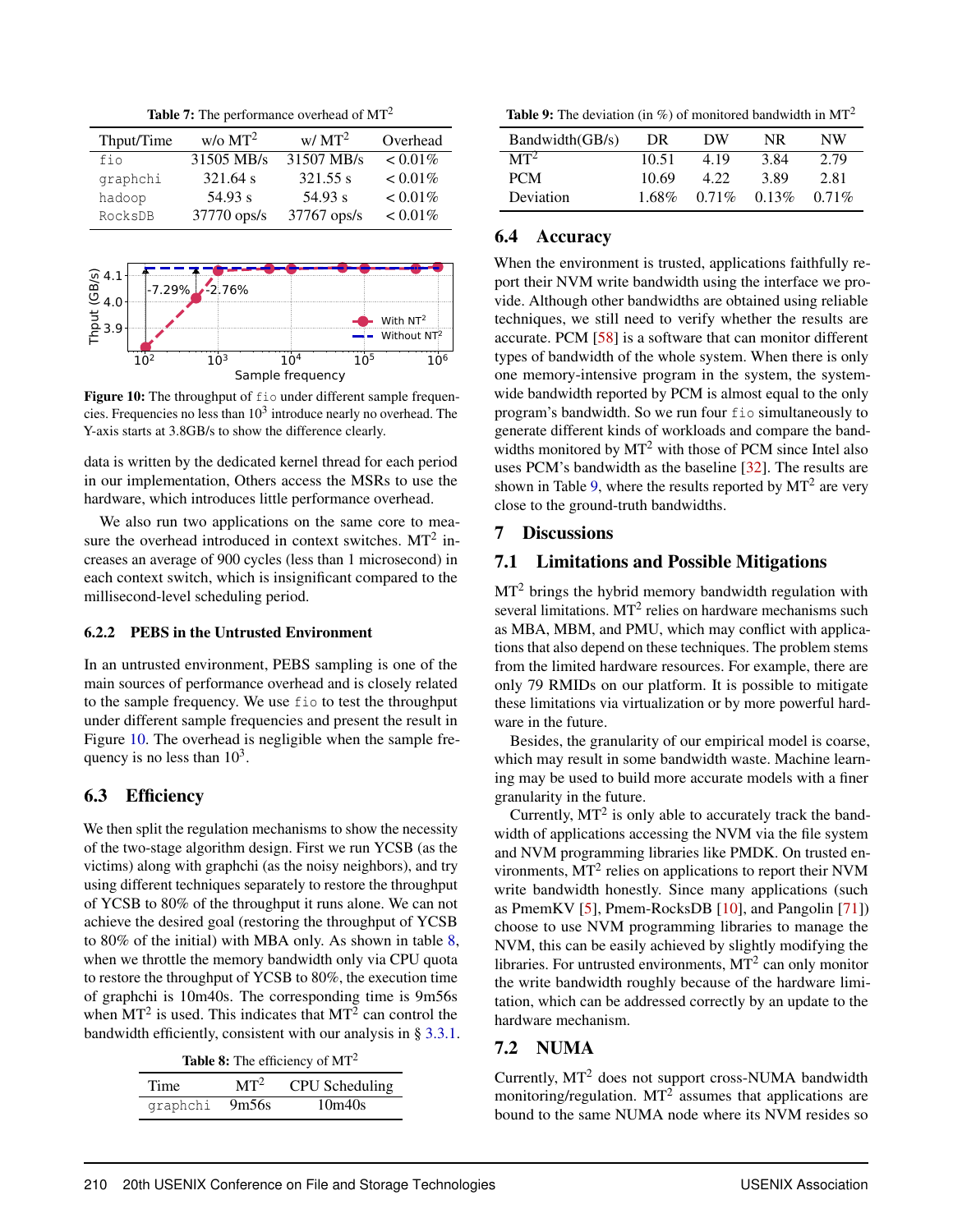**Table 7:** The performance overhead of $MT^2$

| Thput/Time | w/o $MT^2$ | w/ $MT^2$ | Overhead |
|---|---|---|---|
| fio | 31505 MB/s | 31507 MB/s | < 0.01% |
| graphchi | 321.64 s | 321.55 s | < 0.01% |
| hadoop | 54.93 s | 54.93 s | < 0.01% |
| RocksDB | 37770 ops/s | 37767 ops/s | < 0.01% |

**Figure 10:** The throughput of fio under different sample frequencies. Frequencies no less than $10^3$ introduce nearly no overhead. The Y-axis starts at 3.8GB/s to show the difference clearly.

data is written by the dedicated kernel thread for each period in our implementation, Others access the MSRs to use the hardware, which introduces little performance overhead.

We also run two applications on the same core to measure the overhead introduced in context switches. $MT^2$ increases an average of 900 cycles (less than 1 microsecond) in each context switch, which is insignificant compared to the millisecond-level scheduling period.

#### 6.2.2 PEBS in the Untrusted Environment

In an untrusted environment, PEBS sampling is one of the main sources of performance overhead and is closely related to the sample frequency. We use fio to test the throughput under different sample frequencies and present the result in Figure 10. The overhead is negligible when the sample frequency is no less than $10^3$.

### 6.3 Efficiency

We then split the regulation mechanisms to show the necessity of the two-stage algorithm design. First we run YCSB (as the victims) along with graphchi (as the noisy neighbors), and try using different techniques separately to restore the throughput of YCSB to 80% of the throughput it runs alone. We can not achieve the desired goal (restoring the throughput of YCSB to 80% of the initial) with MBA only. As shown in table 8, when we throttle the memory bandwidth only via CPU quota to restore the throughput of YCSB to 80%, the execution time of graphchi is 10m40s. The corresponding time is 9m56s when $MT^2$ is used. This indicates that $MT^2$ can control the bandwidth efficiently, consistent with our analysis in § 3.3.1.

**Table 8:** The efficiency of $MT^2$

| Time | $MT^2$ | CPU Scheduling |
|---|---|---|
| graphchi | 9m56s | 10m40s |

**Table 9:** The deviation (in %) of monitored bandwidth in $MT^2$

| Bandwidth(GB/s) | DR | DW | NR | NW |
|---|---|---|---|---|
| $MT^2$ | 10.51 | 4.19 | 3.84 | 2.79 |
| PCM | 10.69 | 4.22 | 3.89 | 2.81 |
| Deviation | 1.68% | 0.71% | 0.13% | 0.71% |

### 6.4 Accuracy

When the environment is trusted, applications faithfully report their NVM write bandwidth using the interface we provide. Although other bandwidths are obtained using reliable techniques, we still need to verify whether the results are accurate. PCM [58] is a software that can monitor different types of bandwidth of the whole system. When there is only one memory-intensive program in the system, the system-wide bandwidth reported by PCM is almost equal to the only program's bandwidth. So we run four fio simultaneously to generate different kinds of workloads and compare the bandwidths monitored by $MT^2$ with those of PCM since Intel also uses PCM's bandwidth as the baseline [32]. The results are shown in Table 9, where the results reported by $MT^2$ are very close to the ground-truth bandwidths.

## 7 Discussions

### 7.1 Limitations and Possible Mitigations

$MT^2$ brings the hybrid memory bandwidth regulation with several limitations. $MT^2$ relies on hardware mechanisms such as MBA, MBM, and PMU, which may conflict with applications that also depend on these techniques. The problem stems from the limited hardware resources. For example, there are only 79 RMIDs on our platform. It is possible to mitigate these limitations via virtualization or by more powerful hardware in the future.

Besides, the granularity of our empirical model is coarse, which may result in some bandwidth waste. Machine learning may be used to build more accurate models with a finer granularity in the future.

Currently, $MT^2$ is only able to accurately track the bandwidth of applications accessing the NVM via the file system and NVM programming libraries like PMDK. On trusted environments, $MT^2$ relies on applications to report their NVM write bandwidth honestly. Since many applications (such as PmemKV [5], Pmem-RocksDB [10], and Pangolin [71]) choose to use NVM programming libraries to manage the NVM, this can be easily achieved by slightly modifying the libraries. For untrusted environments, $MT^2$ can only monitor the write bandwidth roughly because of the hardware limitation, which can be addressed correctly by an update to the hardware mechanism.

### 7.2 NUMA

Currently, $MT^2$ does not support cross-NUMA bandwidth monitoring/regulation. $MT^2$ assumes that applications are bound to the same NUMA node where its NVM resides so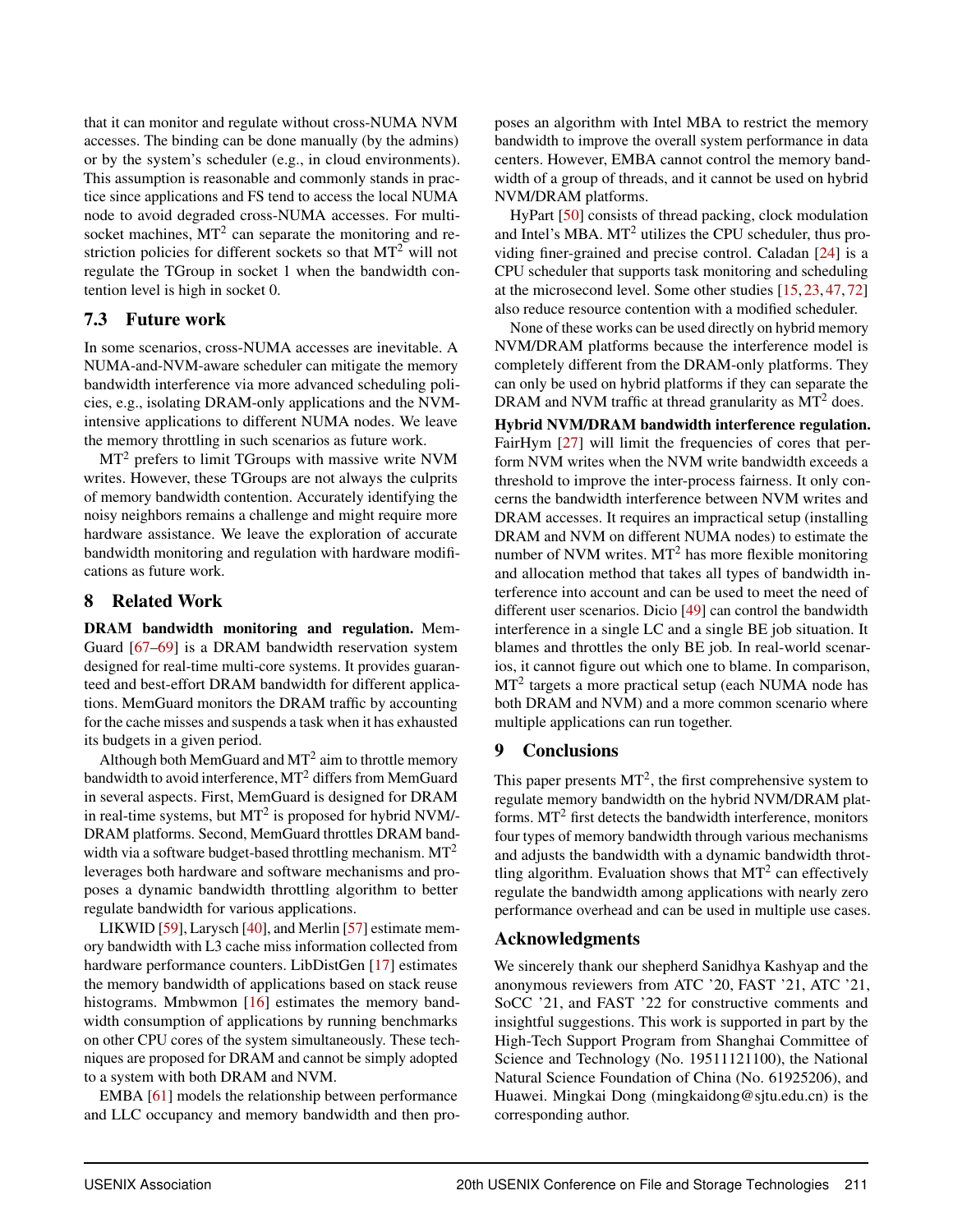that it can monitor and regulate without cross-NUMA NVM accesses. The binding can be done manually (by the admins) or by the system's scheduler (e.g., in cloud environments). This assumption is reasonable and commonly stands in practice since applications and FS tend to access the local NUMA node to avoid degraded cross-NUMA accesses. For multi-socket machines, MT$^2$ can separate the monitoring and restriction policies for different sockets so that MT$^2$ will not regulate the TGroup in socket 1 when the bandwidth contention level is high in socket 0.

### 7.3 Future work

In some scenarios, cross-NUMA accesses are inevitable. A NUMA-and-NVM-aware scheduler can mitigate the memory bandwidth interference via more advanced scheduling policies, e.g., isolating DRAM-only applications and the NVM-intensive applications to different NUMA nodes. We leave the memory throttling in such scenarios as future work.

MT$^2$ prefers to limit TGroups with massive write NVM writes. However, these TGroups are not always the culprits of memory bandwidth contention. Accurately identifying the noisy neighbors remains a challenge and might require more hardware assistance. We leave the exploration of accurate bandwidth monitoring and regulation with hardware modifications as future work.

## 8 Related Work

**DRAM bandwidth monitoring and regulation.** MemGuard [67–69] is a DRAM bandwidth reservation system designed for real-time multi-core systems. It provides guaranteed and best-effort DRAM bandwidth for different applications. MemGuard monitors the DRAM traffic by accounting for the cache misses and suspends a task when it has exhausted its budgets in a given period.

Although both MemGuard and MT$^2$ aim to throttle memory bandwidth to avoid interference, MT$^2$ differs from MemGuard in several aspects. First, MemGuard is designed for DRAM in real-time systems, but MT$^2$ is proposed for hybrid NVM/DRAM platforms. Second, MemGuard throttles DRAM bandwidth via a software budget-based throttling mechanism. MT$^2$ leverages both hardware and software mechanisms and proposes a dynamic bandwidth throttling algorithm to better regulate bandwidth for various applications.

LIKWID [59], Larysch [40], and Merlin [57] estimate memory bandwidth with L3 cache miss information collected from hardware performance counters. LibDistGen [17] estimates the memory bandwidth of applications based on stack reuse histograms. Mmbwmon [16] estimates the memory bandwidth consumption of applications by running benchmarks on other CPU cores of the system simultaneously. These techniques are proposed for DRAM and cannot be simply adopted to a system with both DRAM and NVM.

EMBA [61] models the relationship between performance and LLC occupancy and memory bandwidth and then proposes an algorithm with Intel MBA to restrict the memory bandwidth to improve the overall system performance in data centers. However, EMBA cannot control the memory bandwidth of a group of threads, and it cannot be used on hybrid NVM/DRAM platforms.

HyPart [50] consists of thread packing, clock modulation and Intel's MBA. MT$^2$ utilizes the CPU scheduler, thus providing finer-grained and precise control. Caladan [24] is a CPU scheduler that supports task monitoring and scheduling at the microsecond level. Some other studies [15, 23, 47, 72] also reduce resource contention with a modified scheduler.

None of these works can be used directly on hybrid memory NVM/DRAM platforms because the interference model is completely different from the DRAM-only platforms. They can only be used on hybrid platforms if they can separate the DRAM and NVM traffic at thread granularity as MT$^2$ does.

**Hybrid NVM/DRAM bandwidth interference regulation.** FairHym [27] will limit the frequencies of cores that perform NVM writes when the NVM write bandwidth exceeds a threshold to improve the inter-process fairness. It only concerns the bandwidth interference between NVM writes and DRAM accesses. It requires an impractical setup (installing DRAM and NVM on different NUMA nodes) to estimate the number of NVM writes. MT$^2$ has more flexible monitoring and allocation method that takes all types of bandwidth interference into account and can be used to meet the need of different user scenarios. Dicio [49] can control the bandwidth interference in a single LC and a single BE job situation. It blames and throttles the only BE job. In real-world scenarios, it cannot figure out which one to blame. In comparison, MT$^2$ targets a more practical setup (each NUMA node has both DRAM and NVM) and a more common scenario where multiple applications can run together.

## 9 Conclusions

This paper presents MT$^2$, the first comprehensive system to regulate memory bandwidth on the hybrid NVM/DRAM platforms. MT$^2$ first detects the bandwidth interference, monitors four types of memory bandwidth through various mechanisms and adjusts the bandwidth with a dynamic bandwidth throttling algorithm. Evaluation shows that MT$^2$ can effectively regulate the bandwidth among applications with nearly zero performance overhead and can be used in multiple use cases.

## Acknowledgments

We sincerely thank our shepherd Sanidhya Kashyap and the anonymous reviewers from ATC '20, FAST '21, ATC '21, SoCC '21, and FAST '22 for constructive comments and insightful suggestions. This work is supported in part by the High-Tech Support Program from Shanghai Committee of Science and Technology (No. 19511121100), the National Natural Science Foundation of China (No. 61925206), and Huawei. Mingkai Dong (mingkaidong@sjtu.edu.cn) is the corresponding author.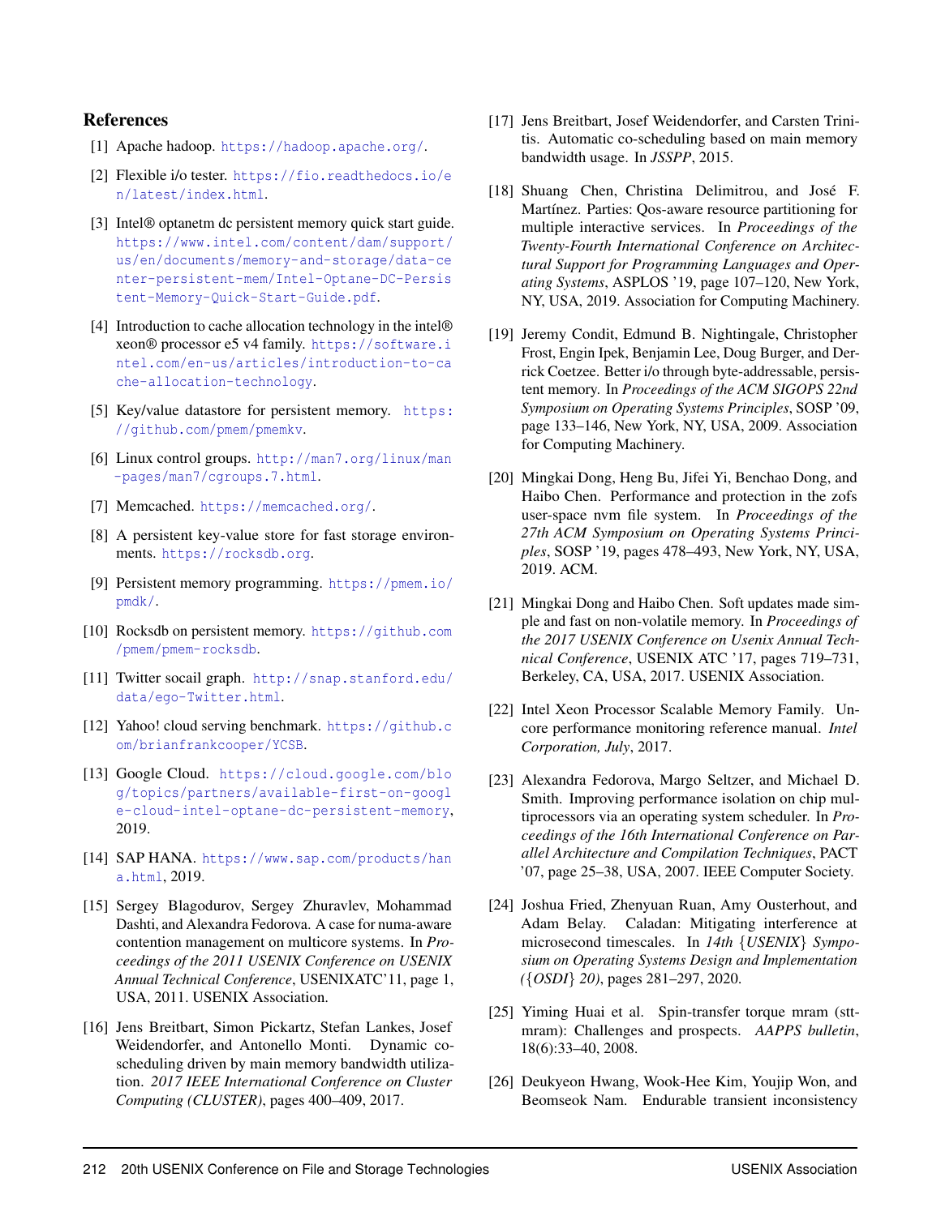## References

[1] Apache hadoop. https://hadoop.apache.org/.

[2] Flexible i/o tester. https://fio.readthedocs.io/en/latest/index.html.

[3] Intel® optanetm dc persistent memory quick start guide. https://www.intel.com/content/dam/support/us/en/documents/memory-and-storage/data-center-persistent-mem/Intel-Optane-DC-Persistent-Memory-Quick-Start-Guide.pdf.

[4] Introduction to cache allocation technology in the intel® xeon® processor e5 v4 family. https://software.intel.com/en-us/articles/introduction-to-cache-allocation-technology.

[5] Key/value datastore for persistent memory. https://github.com/pmem/pmemkv.

[6] Linux control groups. http://man7.org/linux/man-pages/man7/cgroups.7.html.

[7] Memcached. https://memcached.org/.

[8] A persistent key-value store for fast storage environments. https://rocksdb.org.

[9] Persistent memory programming. https://pmem.io/pmdk/.

[10] Rocksdb on persistent memory. https://github.com/pmem/pmem-rocksdb.

[11] Twitter socail graph. http://snap.stanford.edu/data/ego-Twitter.html.

[12] Yahoo! cloud serving benchmark. https://github.com/brianfrankcooper/YCSB.

[13] Google Cloud. https://cloud.google.com/blog/topics/partners/available-first-on-google-cloud-intel-optane-dc-persistent-memory, 2019.

[14] SAP HANA. https://www.sap.com/products/hana.html, 2019.

[15] Sergey Blagodurov, Sergey Zhuravlev, Mohammad Dashti, and Alexandra Fedorova. A case for numa-aware contention management on multicore systems. In *Proceedings of the 2011 USENIX Conference on USENIX Annual Technical Conference*, USENIXATC'11, page 1, USA, 2011. USENIX Association.

[16] Jens Breitbart, Simon Pickartz, Stefan Lankes, Josef Weidendorfer, and Antonello Monti. Dynamic co-scheduling driven by main memory bandwidth utilization. *2017 IEEE International Conference on Cluster Computing (CLUSTER)*, pages 400–409, 2017.

[17] Jens Breitbart, Josef Weidendorfer, and Carsten Trinitis. Automatic co-scheduling based on main memory bandwidth usage. In *JSSPP*, 2015.

[18] Shuang Chen, Christina Delimitrou, and José F. Martínez. Parties: Qos-aware resource partitioning for multiple interactive services. In *Proceedings of the Twenty-Fourth International Conference on Architectural Support for Programming Languages and Operating Systems*, ASPLOS '19, page 107–120, New York, NY, USA, 2019. Association for Computing Machinery.

[19] Jeremy Condit, Edmund B. Nightingale, Christopher Frost, Engin Ipek, Benjamin Lee, Doug Burger, and Derrick Coetzee. Better i/o through byte-addressable, persistent memory. In *Proceedings of the ACM SIGOPS 22nd Symposium on Operating Systems Principles*, SOSP '09, page 133–146, New York, NY, USA, 2009. Association for Computing Machinery.

[20] Mingkai Dong, Heng Bu, Jifei Yi, Benchao Dong, and Haibo Chen. Performance and protection in the zofs user-space nvm file system. In *Proceedings of the 27th ACM Symposium on Operating Systems Principles*, SOSP '19, pages 478–493, New York, NY, USA, 2019. ACM.

[21] Mingkai Dong and Haibo Chen. Soft updates made simple and fast on non-volatile memory. In *Proceedings of the 2017 USENIX Conference on Usenix Annual Technical Conference*, USENIX ATC '17, pages 719–731, Berkeley, CA, USA, 2017. USENIX Association.

[22] Intel Xeon Processor Scalable Memory Family. Uncore performance monitoring reference manual. *Intel Corporation, July*, 2017.

[23] Alexandra Fedorova, Margo Seltzer, and Michael D. Smith. Improving performance isolation on chip multiprocessors via an operating system scheduler. In *Proceedings of the 16th International Conference on Parallel Architecture and Compilation Techniques*, PACT '07, page 25–38, USA, 2007. IEEE Computer Society.

[24] Joshua Fried, Zhenyuan Ruan, Amy Ousterhout, and Adam Belay. Caladan: Mitigating interference at microsecond timescales. In *14th {USENIX} Symposium on Operating Systems Design and Implementation ({OSDI} 20)*, pages 281–297, 2020.

[25] Yiming Huai et al. Spin-transfer torque mram (stt-mram): Challenges and prospects. *AAPPS bulletin*, 18(6):33–40, 2008.

[26] Deukyeon Hwang, Wook-Hee Kim, Youjip Won, and Beomseok Nam. Endurable transient inconsistency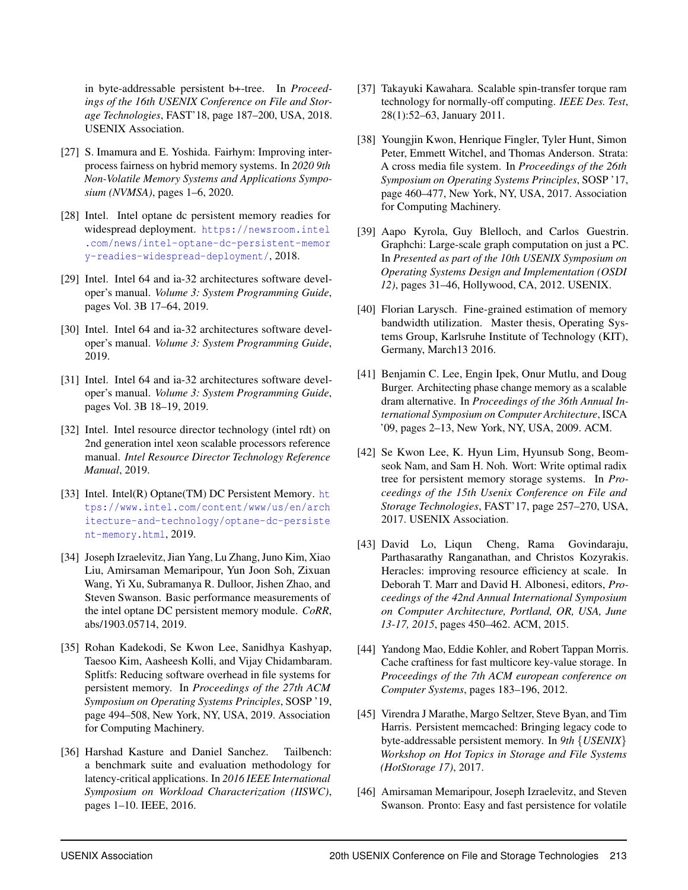in byte-addressable persistent b+-tree. In *Proceedings of the 16th USENIX Conference on File and Storage Technologies*, FAST'18, page 187–200, USA, 2018. USENIX Association.

[27] S. Imamura and E. Yoshida. Fairhym: Improving inter-process fairness on hybrid memory systems. In *2020 9th Non-Volatile Memory Systems and Applications Symposium (NVMSA)*, pages 1–6, 2020.

[28] Intel. Intel optane dc persistent memory readies for widespread deployment. https://newsroom.intel.com/news/intel-optane-dc-persistent-memory-readies-widespread-deployment/, 2018.

[29] Intel. Intel 64 and ia-32 architectures software developer's manual. *Volume 3: System Programming Guide*, pages Vol. 3B 17–64, 2019.

[30] Intel. Intel 64 and ia-32 architectures software developer's manual. *Volume 3: System Programming Guide*, 2019.

[31] Intel. Intel 64 and ia-32 architectures software developer's manual. *Volume 3: System Programming Guide*, pages Vol. 3B 18–19, 2019.

[32] Intel. Intel resource director technology (intel rdt) on 2nd generation intel xeon scalable processors reference manual. *Intel Resource Director Technology Reference Manual*, 2019.

[33] Intel. Intel(R) Optane(TM) DC Persistent Memory. https://www.intel.com/content/www/us/en/architecture-and-technology/optane-dc-persistent-memory.html, 2019.

[34] Joseph Izraelevitz, Jian Yang, Lu Zhang, Juno Kim, Xiao Liu, Amirsaman Memaripour, Yun Joon Soh, Zixuan Wang, Yi Xu, Subramanya R. Dulloor, Jishen Zhao, and Steven Swanson. Basic performance measurements of the intel optane DC persistent memory module. *CoRR*, abs/1903.05714, 2019.

[35] Rohan Kadekodi, Se Kwon Lee, Sanidhya Kashyap, Taesoo Kim, Aasheesh Kolli, and Vijay Chidambaram. Splitfs: Reducing software overhead in file systems for persistent memory. In *Proceedings of the 27th ACM Symposium on Operating Systems Principles*, SOSP '19, page 494–508, New York, NY, USA, 2019. Association for Computing Machinery.

[36] Harshad Kasture and Daniel Sanchez. Tailbench: a benchmark suite and evaluation methodology for latency-critical applications. In *2016 IEEE International Symposium on Workload Characterization (IISWC)*, pages 1–10. IEEE, 2016.

[37] Takayuki Kawahara. Scalable spin-transfer torque ram technology for normally-off computing. *IEEE Des. Test*, 28(1):52–63, January 2011.

[38] Youngjin Kwon, Henrique Fingler, Tyler Hunt, Simon Peter, Emmett Witchel, and Thomas Anderson. Strata: A cross media file system. In *Proceedings of the 26th Symposium on Operating Systems Principles*, SOSP '17, page 460–477, New York, NY, USA, 2017. Association for Computing Machinery.

[39] Aapo Kyrola, Guy Blelloch, and Carlos Guestrin. Graphchi: Large-scale graph computation on just a PC. In *Presented as part of the 10th USENIX Symposium on Operating Systems Design and Implementation (OSDI 12)*, pages 31–46, Hollywood, CA, 2012. USENIX.

[40] Florian Larysch. Fine-grained estimation of memory bandwidth utilization. Master thesis, Operating Systems Group, Karlsruhe Institute of Technology (KIT), Germany, March13 2016.

[41] Benjamin C. Lee, Engin Ipek, Onur Mutlu, and Doug Burger. Architecting phase change memory as a scalable dram alternative. In *Proceedings of the 36th Annual International Symposium on Computer Architecture*, ISCA '09, pages 2–13, New York, NY, USA, 2009. ACM.

[42] Se Kwon Lee, K. Hyun Lim, Hyunsub Song, Beomseok Nam, and Sam H. Noh. Wort: Write optimal radix tree for persistent memory storage systems. In *Proceedings of the 15th Usenix Conference on File and Storage Technologies*, FAST'17, page 257–270, USA, 2017. USENIX Association.

[43] David Lo, Liqun Cheng, Rama Govindaraju, Parthasarathy Ranganathan, and Christos Kozyrakis. Heracles: improving resource efficiency at scale. In Deborah T. Marr and David H. Albonesi, editors, *Proceedings of the 42nd Annual International Symposium on Computer Architecture, Portland, OR, USA, June 13-17, 2015*, pages 450–462. ACM, 2015.

[44] Yandong Mao, Eddie Kohler, and Robert Tappan Morris. Cache craftiness for fast multicore key-value storage. In *Proceedings of the 7th ACM european conference on Computer Systems*, pages 183–196, 2012.

[45] Virendra J Marathe, Margo Seltzer, Steve Byan, and Tim Harris. Persistent memcached: Bringing legacy code to byte-addressable persistent memory. In *9th {USENIX} Workshop on Hot Topics in Storage and File Systems (HotStorage 17)*, 2017.

[46] Amirsaman Memaripour, Joseph Izraelevitz, and Steven Swanson. Pronto: Easy and fast persistence for volatile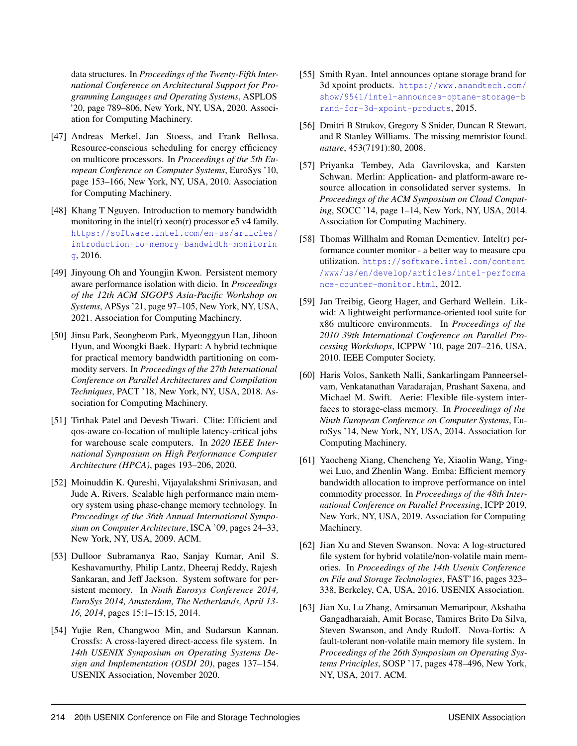data structures. In *Proceedings of the Twenty-Fifth International Conference on Architectural Support for Programming Languages and Operating Systems*, ASPLOS '20, page 789–806, New York, NY, USA, 2020. Association for Computing Machinery.

[47] Andreas Merkel, Jan Stoess, and Frank Bellosa. Resource-conscious scheduling for energy efficiency on multicore processors. In *Proceedings of the 5th European Conference on Computer Systems*, EuroSys '10, page 153–166, New York, NY, USA, 2010. Association for Computing Machinery.

[48] Khang T Nguyen. Introduction to memory bandwidth monitoring in the intel(r) xeon(r) processor e5 v4 family. https://software.intel.com/en-us/articles/introduction-to-memory-bandwidth-monitoring, 2016.

[49] Jinyoung Oh and Youngjin Kwon. Persistent memory aware performance isolation with dicio. In *Proceedings of the 12th ACM SIGOPS Asia-Pacific Workshop on Systems*, APSys '21, page 97–105, New York, NY, USA, 2021. Association for Computing Machinery.

[50] Jinsu Park, Seongbeom Park, Myeonggyun Han, Jihoon Hyun, and Woongki Baek. Hypart: A hybrid technique for practical memory bandwidth partitioning on commodity servers. In *Proceedings of the 27th International Conference on Parallel Architectures and Compilation Techniques*, PACT '18, New York, NY, USA, 2018. Association for Computing Machinery.

[51] Tirthak Patel and Devesh Tiwari. Clite: Efficient and qos-aware co-location of multiple latency-critical jobs for warehouse scale computers. In *2020 IEEE International Symposium on High Performance Computer Architecture (HPCA)*, pages 193–206, 2020.

[52] Moinuddin K. Qureshi, Vijayalakshmi Srinivasan, and Jude A. Rivers. Scalable high performance main memory system using phase-change memory technology. In *Proceedings of the 36th Annual International Symposium on Computer Architecture*, ISCA '09, pages 24–33, New York, NY, USA, 2009. ACM.

[53] Dulloor Subramanya Rao, Sanjay Kumar, Anil S. Keshavamurthy, Philip Lantz, Dheeraj Reddy, Rajesh Sankaran, and Jeff Jackson. System software for persistent memory. In *Ninth Eurosys Conference 2014, EuroSys 2014, Amsterdam, The Netherlands, April 13-16, 2014*, pages 15:1–15:15, 2014.

[54] Yujie Ren, Changwoo Min, and Sudarsun Kannan. Crossfs: A cross-layered direct-access file system. In *14th USENIX Symposium on Operating Systems Design and Implementation (OSDI 20)*, pages 137–154. USENIX Association, November 2020.

[55] Smith Ryan. Intel announces optane storage brand for 3d xpoint products. https://www.anandtech.com/show/9541/intel-announces-optane-storage-brand-for-3d-xpoint-products, 2015.

[56] Dmitri B Strukov, Gregory S Snider, Duncan R Stewart, and R Stanley Williams. The missing memristor found. *nature*, 453(7191):80, 2008.

[57] Priyanka Tembey, Ada Gavrilovska, and Karsten Schwan. Merlin: Application- and platform-aware resource allocation in consolidated server systems. In *Proceedings of the ACM Symposium on Cloud Computing*, SOCC '14, page 1–14, New York, NY, USA, 2014. Association for Computing Machinery.

[58] Thomas Willhalm and Roman Dementiev. Intel(r) performance counter monitor - a better way to measure cpu utilization. https://software.intel.com/content/www/us/en/develop/articles/intel-performance-counter-monitor.html, 2012.

[59] Jan Treibig, Georg Hager, and Gerhard Wellein. Likwid: A lightweight performance-oriented tool suite for x86 multicore environments. In *Proceedings of the 2010 39th International Conference on Parallel Processing Workshops*, ICPPW '10, page 207–216, USA, 2010. IEEE Computer Society.

[60] Haris Volos, Sanketh Nalli, Sankarlingam Panneerselvam, Venkatanathan Varadarajan, Prashant Saxena, and Michael M. Swift. Aerie: Flexible file-system interfaces to storage-class memory. In *Proceedings of the Ninth European Conference on Computer Systems*, EuroSys '14, New York, NY, USA, 2014. Association for Computing Machinery.

[61] Yaocheng Xiang, Chencheng Ye, Xiaolin Wang, Yingwei Luo, and Zhenlin Wang. Emba: Efficient memory bandwidth allocation to improve performance on intel commodity processor. In *Proceedings of the 48th International Conference on Parallel Processing*, ICPP 2019, New York, NY, USA, 2019. Association for Computing Machinery.

[62] Jian Xu and Steven Swanson. Nova: A log-structured file system for hybrid volatile/non-volatile main memories. In *Proceedings of the 14th Usenix Conference on File and Storage Technologies*, FAST'16, pages 323–338, Berkeley, CA, USA, 2016. USENIX Association.

[63] Jian Xu, Lu Zhang, Amirsaman Memaripour, Akshatha Gangadharaiah, Amit Borase, Tamires Brito Da Silva, Steven Swanson, and Andy Rudoff. Nova-fortis: A fault-tolerant non-volatile main memory file system. In *Proceedings of the 26th Symposium on Operating Systems Principles*, SOSP '17, pages 478–496, New York, NY, USA, 2017. ACM.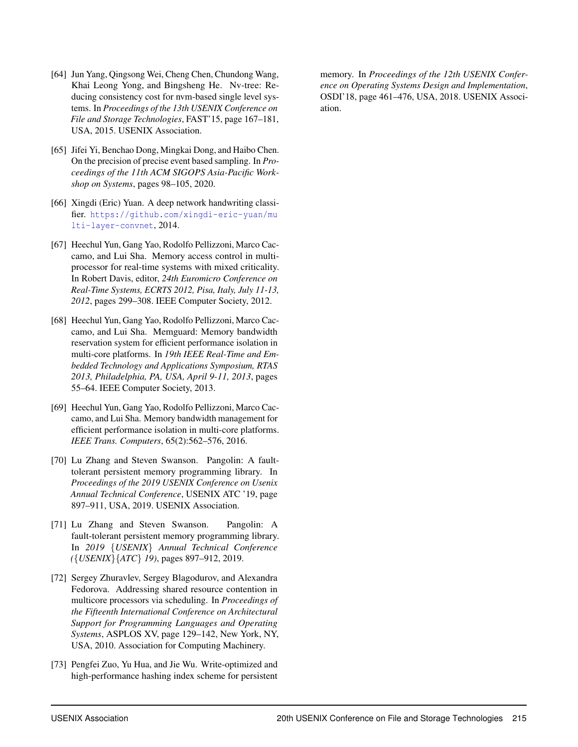[64] Jun Yang, Qingsong Wei, Cheng Chen, Chundong Wang, Khai Leong Yong, and Bingsheng He. Nv-tree: Reducing consistency cost for nvm-based single level systems. In *Proceedings of the 13th USENIX Conference on File and Storage Technologies*, FAST'15, page 167–181, USA, 2015. USENIX Association.

[65] Jifei Yi, Benchao Dong, Mingkai Dong, and Haibo Chen. On the precision of precise event based sampling. In *Proceedings of the 11th ACM SIGOPS Asia-Pacific Workshop on Systems*, pages 98–105, 2020.

[66] Xingdi (Eric) Yuan. A deep network handwriting classifier. https://github.com/xingdi-eric-yuan/multi-layer-convnet, 2014.

[67] Heechul Yun, Gang Yao, Rodolfo Pellizzoni, Marco Caccamo, and Lui Sha. Memory access control in multiprocessor for real-time systems with mixed criticality. In Robert Davis, editor, *24th Euromicro Conference on Real-Time Systems, ECRTS 2012, Pisa, Italy, July 11-13, 2012*, pages 299–308. IEEE Computer Society, 2012.

[68] Heechul Yun, Gang Yao, Rodolfo Pellizzoni, Marco Caccamo, and Lui Sha. Memguard: Memory bandwidth reservation system for efficient performance isolation in multi-core platforms. In *19th IEEE Real-Time and Embedded Technology and Applications Symposium, RTAS 2013, Philadelphia, PA, USA, April 9-11, 2013*, pages 55–64. IEEE Computer Society, 2013.

[69] Heechul Yun, Gang Yao, Rodolfo Pellizzoni, Marco Caccamo, and Lui Sha. Memory bandwidth management for efficient performance isolation in multi-core platforms. *IEEE Trans. Computers*, 65(2):562–576, 2016.

[70] Lu Zhang and Steven Swanson. Pangolin: A fault-tolerant persistent memory programming library. In *Proceedings of the 2019 USENIX Conference on Usenix Annual Technical Conference*, USENIX ATC '19, page 897–911, USA, 2019. USENIX Association.

[71] Lu Zhang and Steven Swanson. Pangolin: A fault-tolerant persistent memory programming library. In *2019 {USENIX} Annual Technical Conference ({USENIX}{ATC} 19)*, pages 897–912, 2019.

[72] Sergey Zhuravlev, Sergey Blagodurov, and Alexandra Fedorova. Addressing shared resource contention in multicore processors via scheduling. In *Proceedings of the Fifteenth International Conference on Architectural Support for Programming Languages and Operating Systems*, ASPLOS XV, page 129–142, New York, NY, USA, 2010. Association for Computing Machinery.

[73] Pengfei Zuo, Yu Hua, and Jie Wu. Write-optimized and high-performance hashing index scheme for persistent memory. In *Proceedings of the 12th USENIX Conference on Operating Systems Design and Implementation*, OSDI'18, page 461–476, USA, 2018. USENIX Association.